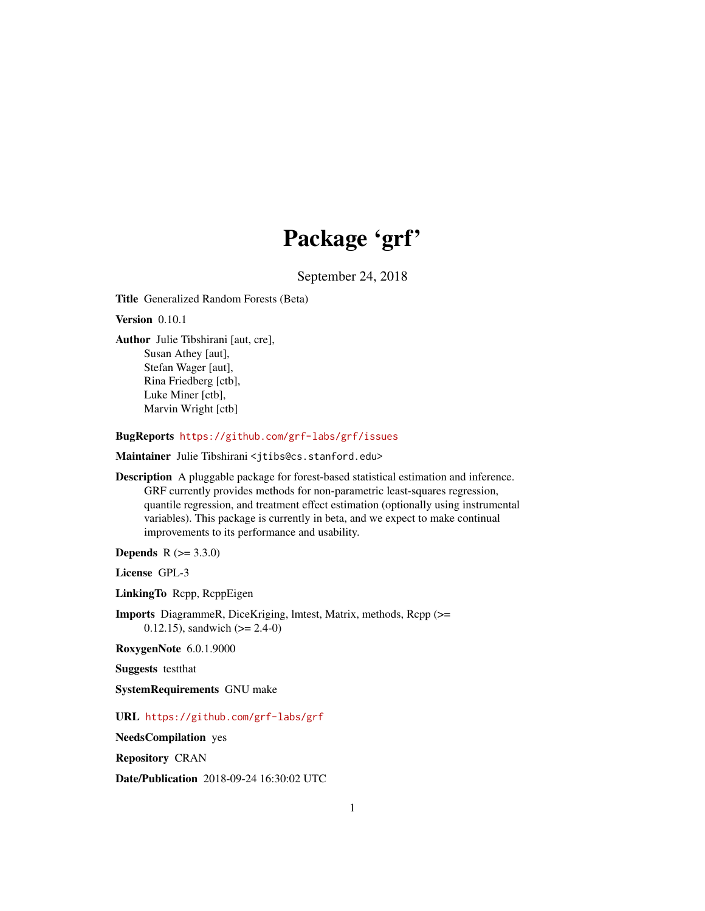# Package 'grf'

September 24, 2018

**Title** Generalized Random Forests (Beta)

**Version** 0.10.1

**Author** Julie Tibshirani [aut, cre],
Susan Athey [aut],
Stefan Wager [aut],
Rina Friedberg [ctb],
Luke Miner [ctb],
Marvin Wright [ctb]

**BugReports** https://github.com/grf-labs/grf/issues

**Maintainer** Julie Tibshirani <jtibs@cs.stanford.edu>

**Description** A pluggable package for forest-based statistical estimation and inference. GRF currently provides methods for non-parametric least-squares regression, quantile regression, and treatment effect estimation (optionally using instrumental variables). This package is currently in beta, and we expect to make continual improvements to its performance and usability.

**Depends** R (>= 3.3.0)

**License** GPL-3

**LinkingTo** Rcpp, RcppEigen

**Imports** DiagrammeR, DiceKriging, lmtest, Matrix, methods, Rcpp (>= 0.12.15), sandwich (>= 2.4-0)

**RoxygenNote** 6.0.1.9000

**Suggests** testthat

**SystemRequirements** GNU make

**URL** https://github.com/grf-labs/grf

**NeedsCompilation** yes

**Repository** CRAN

**Date/Publication** 2018-09-24 16:30:02 UTC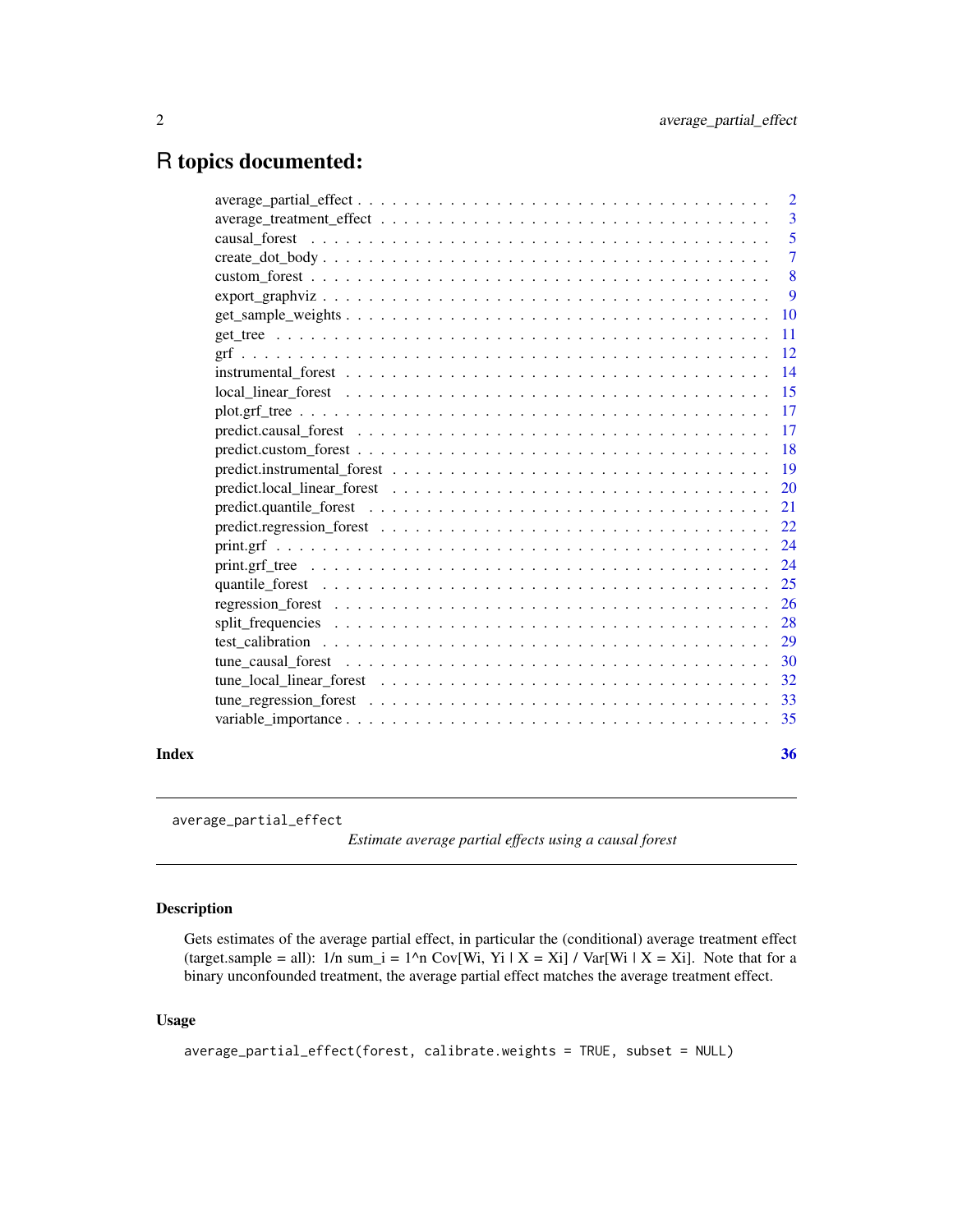# R topics documented:

- average_partial_effect . . . . . . . . . . . . . . . . . . . . . . . . . . . . . . . . . . . 2
- average_treatment_effect . . . . . . . . . . . . . . . . . . . . . . . . . . . . . . . . . 3
- causal_forest . . . . . . . . . . . . . . . . . . . . . . . . . . . . . . . . . . . . . . . 5
- create_dot_body . . . . . . . . . . . . . . . . . . . . . . . . . . . . . . . . . . . . . 7
- custom_forest . . . . . . . . . . . . . . . . . . . . . . . . . . . . . . . . . . . . . . 8
- export_graphviz . . . . . . . . . . . . . . . . . . . . . . . . . . . . . . . . . . . . . 9
- get_sample_weights . . . . . . . . . . . . . . . . . . . . . . . . . . . . . . . . . . . 10
- get_tree . . . . . . . . . . . . . . . . . . . . . . . . . . . . . . . . . . . . . . . . . 11
- grf . . . . . . . . . . . . . . . . . . . . . . . . . . . . . . . . . . . . . . . . . . . . 12
- instrumental_forest . . . . . . . . . . . . . . . . . . . . . . . . . . . . . . . . . . . 14
- local_linear_forest . . . . . . . . . . . . . . . . . . . . . . . . . . . . . . . . . . . 15
- plot.grf_tree . . . . . . . . . . . . . . . . . . . . . . . . . . . . . . . . . . . . . . 17
- predict.causal_forest . . . . . . . . . . . . . . . . . . . . . . . . . . . . . . . . . . 17
- predict.custom_forest . . . . . . . . . . . . . . . . . . . . . . . . . . . . . . . . . . 18
- predict.instrumental_forest . . . . . . . . . . . . . . . . . . . . . . . . . . . . . . . 19
- predict.local_linear_forest . . . . . . . . . . . . . . . . . . . . . . . . . . . . . . . 20
- predict.quantile_forest . . . . . . . . . . . . . . . . . . . . . . . . . . . . . . . . . 21
- predict.regression_forest . . . . . . . . . . . . . . . . . . . . . . . . . . . . . . . . 22
- print.grf . . . . . . . . . . . . . . . . . . . . . . . . . . . . . . . . . . . . . . . . . 24
- print.grf_tree . . . . . . . . . . . . . . . . . . . . . . . . . . . . . . . . . . . . . . 24
- quantile_forest . . . . . . . . . . . . . . . . . . . . . . . . . . . . . . . . . . . . . 25
- regression_forest . . . . . . . . . . . . . . . . . . . . . . . . . . . . . . . . . . . . 26
- split_frequencies . . . . . . . . . . . . . . . . . . . . . . . . . . . . . . . . . . . . 28
- test_calibration . . . . . . . . . . . . . . . . . . . . . . . . . . . . . . . . . . . . . 29
- tune_causal_forest . . . . . . . . . . . . . . . . . . . . . . . . . . . . . . . . . . . . 30
- tune_local_linear_forest . . . . . . . . . . . . . . . . . . . . . . . . . . . . . . . . . 32
- tune_regression_forest . . . . . . . . . . . . . . . . . . . . . . . . . . . . . . . . . . 33
- variable_importance . . . . . . . . . . . . . . . . . . . . . . . . . . . . . . . . . . . 35

**Index** **36**

---

`average_partial_effect` *Estimate average partial effects using a causal forest*

---

## Description

Gets estimates of the average partial effect, in particular the (conditional) average treatment effect (target.sample = all): 1/n sum_i = 1^n Cov[Wi, Yi | X = Xi] / Var[Wi | X = Xi]. Note that for a binary unconfounded treatment, the average partial effect matches the average treatment effect.

## Usage

```
average_partial_effect(forest, calibrate.weights = TRUE, subset = NULL)
```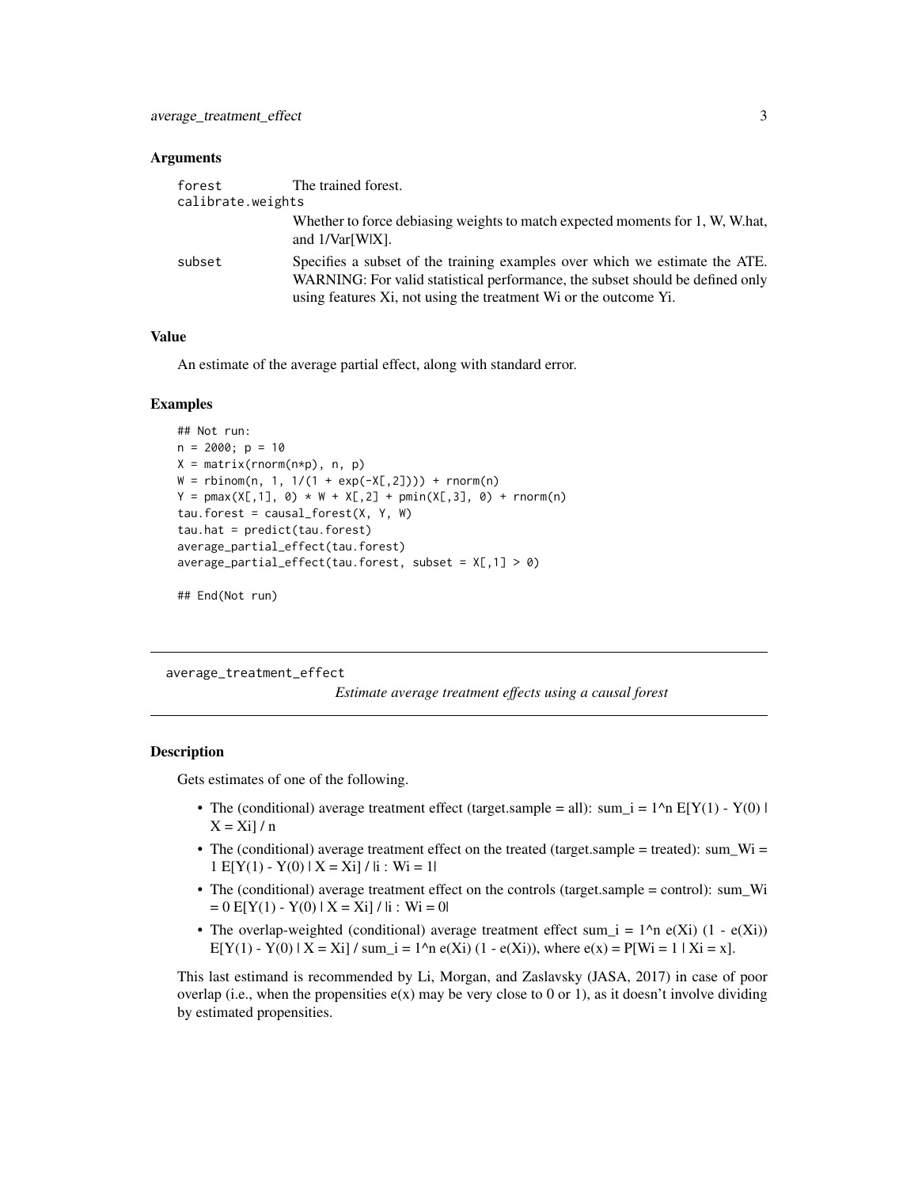### Arguments

| | |
|---|---|
| forest | The trained forest. |
| calibrate.weights | Whether to force debiasing weights to match expected moments for 1, W, W.hat, and 1/Var[W\|X]. |
| subset | Specifies a subset of the training examples over which we estimate the ATE. WARNING: For valid statistical performance, the subset should be defined only using features Xi, not using the treatment Wi or the outcome Yi. |

### Value

An estimate of the average partial effect, along with standard error.

### Examples

```
## Not run:
n = 2000; p = 10
X = matrix(rnorm(n*p), n, p)
W = rbinom(n, 1, 1/(1 + exp(-X[,2]))) + rnorm(n)
Y = pmax(X[,1], 0) * W + X[,2] + pmin(X[,3], 0) + rnorm(n)
tau.forest = causal_forest(X, Y, W)
tau.hat = predict(tau.forest)
average_partial_effect(tau.forest)
average_partial_effect(tau.forest, subset = X[,1] > 0)

## End(Not run)
```

---

## average_treatment_effect

*Estimate average treatment effects using a causal forest*

### Description

Gets estimates of one of the following.

- The (conditional) average treatment effect (target.sample = all): sum_i = 1^n E[Y(1) - Y(0) | X = Xi] / n
- The (conditional) average treatment effect on the treated (target.sample = treated): sum_Wi = 1 E[Y(1) - Y(0) | X = Xi] / |i : Wi = 1|
- The (conditional) average treatment effect on the controls (target.sample = control): sum_Wi = 0 E[Y(1) - Y(0) | X = Xi] / |i : Wi = 0|
- The overlap-weighted (conditional) average treatment effect sum_i = 1^n e(Xi) (1 - e(Xi)) E[Y(1) - Y(0) | X = Xi] / sum_i = 1^n e(Xi) (1 - e(Xi)), where e(x) = P[Wi = 1 | Xi = x].

This last estimand is recommended by Li, Morgan, and Zaslavsky (JASA, 2017) in case of poor overlap (i.e., when the propensities e(x) may be very close to 0 or 1), as it doesn't involve dividing by estimated propensities.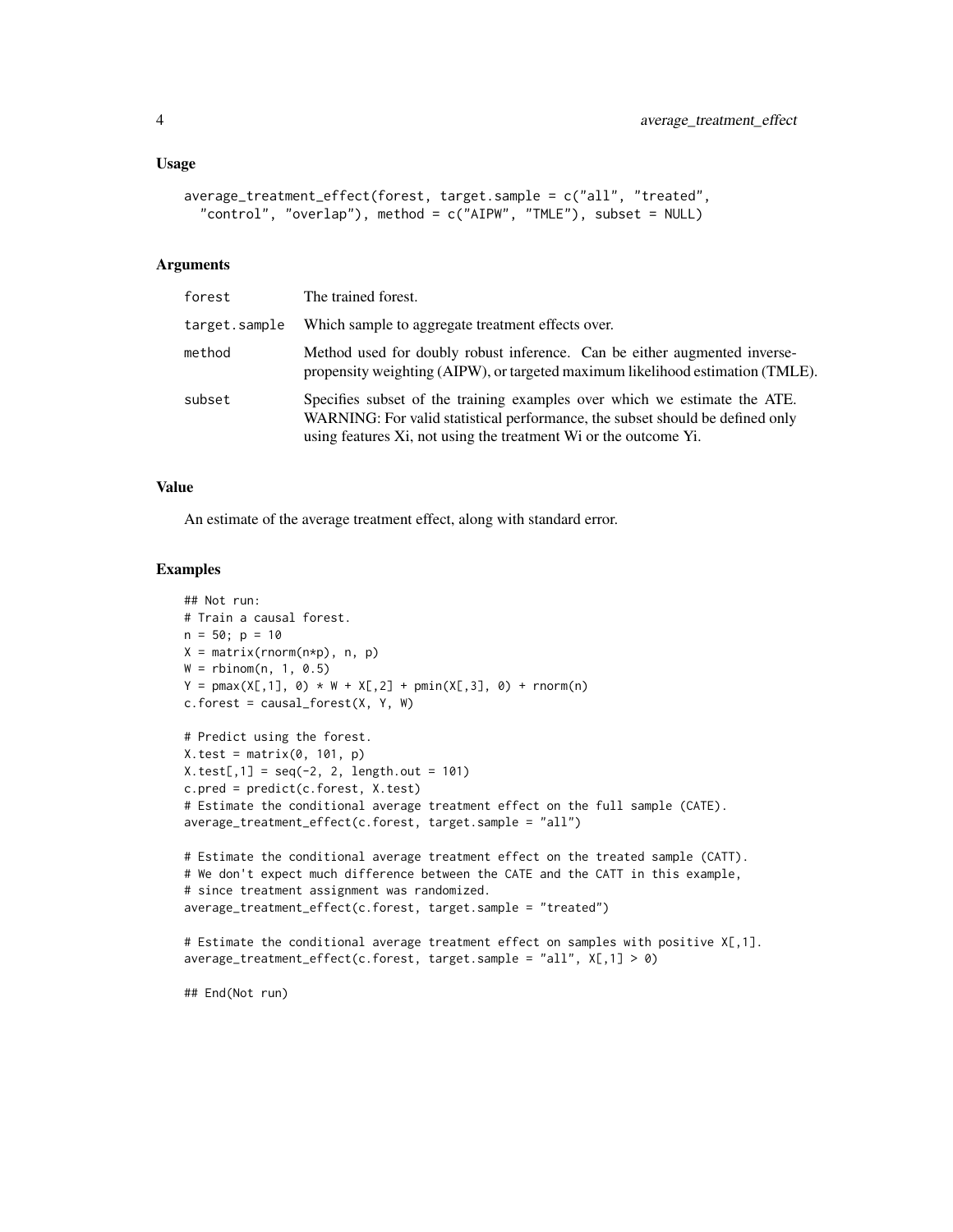### Usage

```
average_treatment_effect(forest, target.sample = c("all", "treated",
  "control", "overlap"), method = c("AIPW", "TMLE"), subset = NULL)
```

### Arguments

| | |
|---|---|
| forest | The trained forest. |
| target.sample | Which sample to aggregate treatment effects over. |
| method | Method used for doubly robust inference. Can be either augmented inverse-propensity weighting (AIPW), or targeted maximum likelihood estimation (TMLE). |
| subset | Specifies subset of the training examples over which we estimate the ATE. WARNING: For valid statistical performance, the subset should be defined only using features Xi, not using the treatment Wi or the outcome Yi. |

### Value

An estimate of the average treatment effect, along with standard error.

### Examples

```
## Not run:
# Train a causal forest.
n = 50; p = 10
X = matrix(rnorm(n*p), n, p)
W = rbinom(n, 1, 0.5)
Y = pmax(X[,1], 0) * W + X[,2] + pmin(X[,3], 0) + rnorm(n)
c.forest = causal_forest(X, Y, W)

# Predict using the forest.
X.test = matrix(0, 101, p)
X.test[,1] = seq(-2, 2, length.out = 101)
c.pred = predict(c.forest, X.test)
# Estimate the conditional average treatment effect on the full sample (CATE).
average_treatment_effect(c.forest, target.sample = "all")

# Estimate the conditional average treatment effect on the treated sample (CATT).
# We don't expect much difference between the CATE and the CATT in this example,
# since treatment assignment was randomized.
average_treatment_effect(c.forest, target.sample = "treated")

# Estimate the conditional average treatment effect on samples with positive X[,1].
average_treatment_effect(c.forest, target.sample = "all", X[,1] > 0)

## End(Not run)
```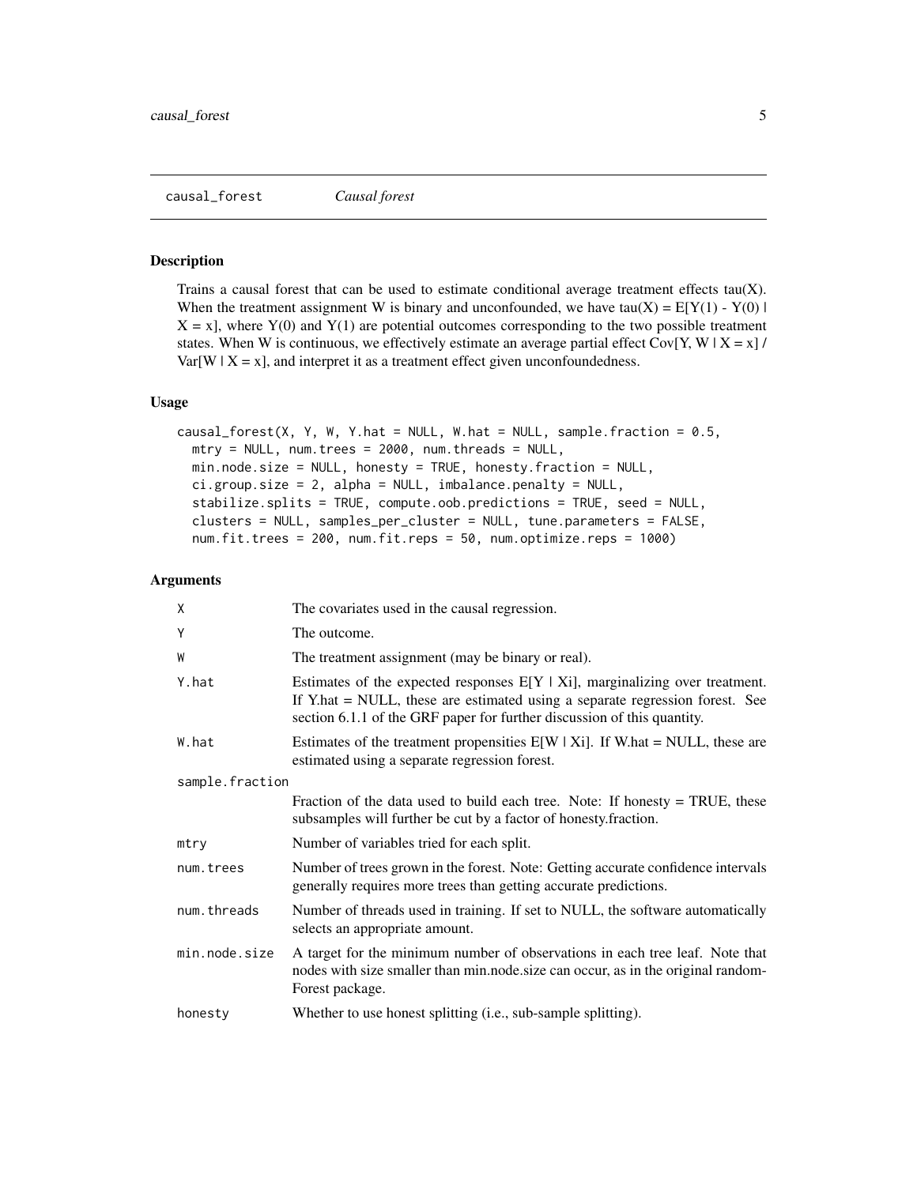## causal_forest *Causal forest*

### Description

Trains a causal forest that can be used to estimate conditional average treatment effects tau(X). When the treatment assignment W is binary and unconfounded, we have tau(X) = E[Y(1) - Y(0) | X = x], where Y(0) and Y(1) are potential outcomes corresponding to the two possible treatment states. When W is continuous, we effectively estimate an average partial effect Cov[Y, W | X = x] / Var[W | X = x], and interpret it as a treatment effect given unconfoundedness.

### Usage

```
causal_forest(X, Y, W, Y.hat = NULL, W.hat = NULL, sample.fraction = 0.5,
  mtry = NULL, num.trees = 2000, num.threads = NULL,
  min.node.size = NULL, honesty = TRUE, honesty.fraction = NULL,
  ci.group.size = 2, alpha = NULL, imbalance.penalty = NULL,
  stabilize.splits = TRUE, compute.oob.predictions = TRUE, seed = NULL,
  clusters = NULL, samples_per_cluster = NULL, tune.parameters = FALSE,
  num.fit.trees = 200, num.fit.reps = 50, num.optimize.reps = 1000)
```

### Arguments

| Argument | Description |
|---|---|
| `X` | The covariates used in the causal regression. |
| `Y` | The outcome. |
| `W` | The treatment assignment (may be binary or real). |
| `Y.hat` | Estimates of the expected responses E[Y \| Xi], marginalizing over treatment. If Y.hat = NULL, these are estimated using a separate regression forest. See section 6.1.1 of the GRF paper for further discussion of this quantity. |
| `W.hat` | Estimates of the treatment propensities E[W \| Xi]. If W.hat = NULL, these are estimated using a separate regression forest. |
| `sample.fraction` | Fraction of the data used to build each tree. Note: If honesty = TRUE, these subsamples will further be cut by a factor of honesty.fraction. |
| `mtry` | Number of variables tried for each split. |
| `num.trees` | Number of trees grown in the forest. Note: Getting accurate confidence intervals generally requires more trees than getting accurate predictions. |
| `num.threads` | Number of threads used in training. If set to NULL, the software automatically selects an appropriate amount. |
| `min.node.size` | A target for the minimum number of observations in each tree leaf. Note that nodes with size smaller than min.node.size can occur, as in the original randomForest package. |
| `honesty` | Whether to use honest splitting (i.e., sub-sample splitting). |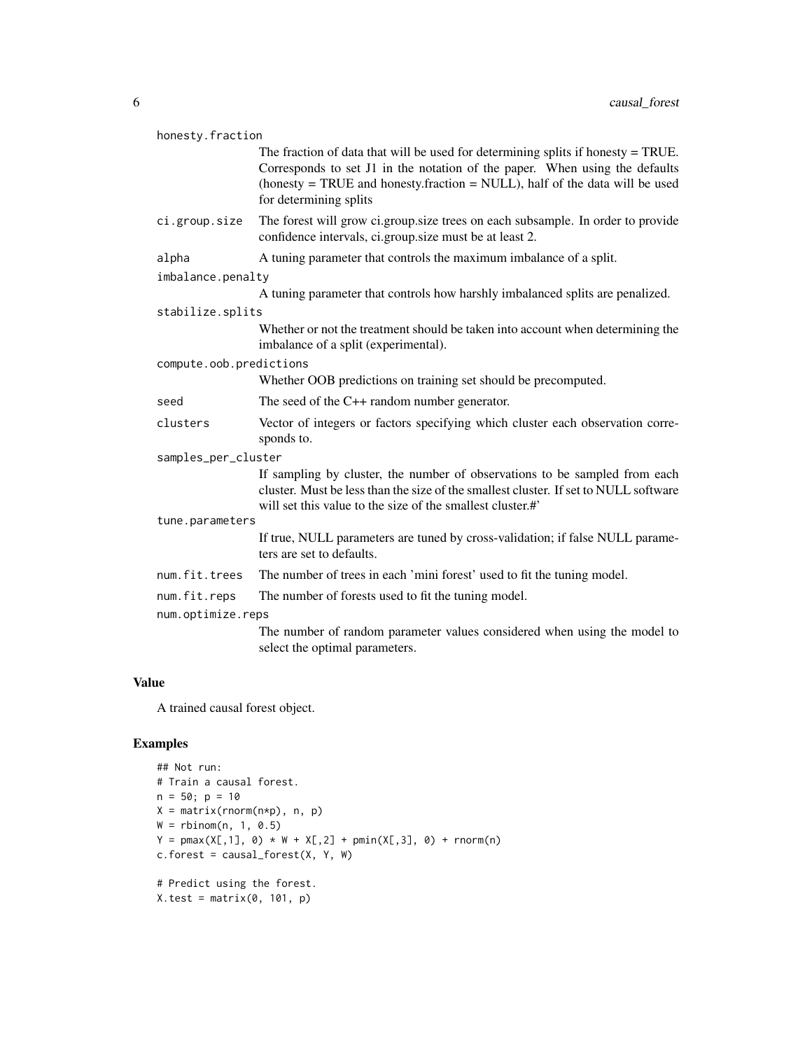honesty.fraction
: The fraction of data that will be used for determining splits if honesty = TRUE. Corresponds to set J1 in the notation of the paper. When using the defaults (honesty = TRUE and honesty.fraction = NULL), half of the data will be used for determining splits

ci.group.size
: The forest will grow ci.group.size trees on each subsample. In order to provide confidence intervals, ci.group.size must be at least 2.

alpha
: A tuning parameter that controls the maximum imbalance of a split.

imbalance.penalty
: A tuning parameter that controls how harshly imbalanced splits are penalized.

stabilize.splits
: Whether or not the treatment should be taken into account when determining the imbalance of a split (experimental).

compute.oob.predictions
: Whether OOB predictions on training set should be precomputed.

seed
: The seed of the C++ random number generator.

clusters
: Vector of integers or factors specifying which cluster each observation corresponds to.

samples_per_cluster
: If sampling by cluster, the number of observations to be sampled from each cluster. Must be less than the size of the smallest cluster. If set to NULL software will set this value to the size of the smallest cluster.#'

tune.parameters
: If true, NULL parameters are tuned by cross-validation; if false NULL parameters are set to defaults.

num.fit.trees
: The number of trees in each 'mini forest' used to fit the tuning model.

num.fit.reps
: The number of forests used to fit the tuning model.

num.optimize.reps
: The number of random parameter values considered when using the model to select the optimal parameters.

## Value

A trained causal forest object.

## Examples

```
## Not run:
# Train a causal forest.
n = 50; p = 10
X = matrix(rnorm(n*p), n, p)
W = rbinom(n, 1, 0.5)
Y = pmax(X[,1], 0) * W + X[,2] + pmin(X[,3], 0) + rnorm(n)
c.forest = causal_forest(X, Y, W)

# Predict using the forest.
X.test = matrix(0, 101, p)
```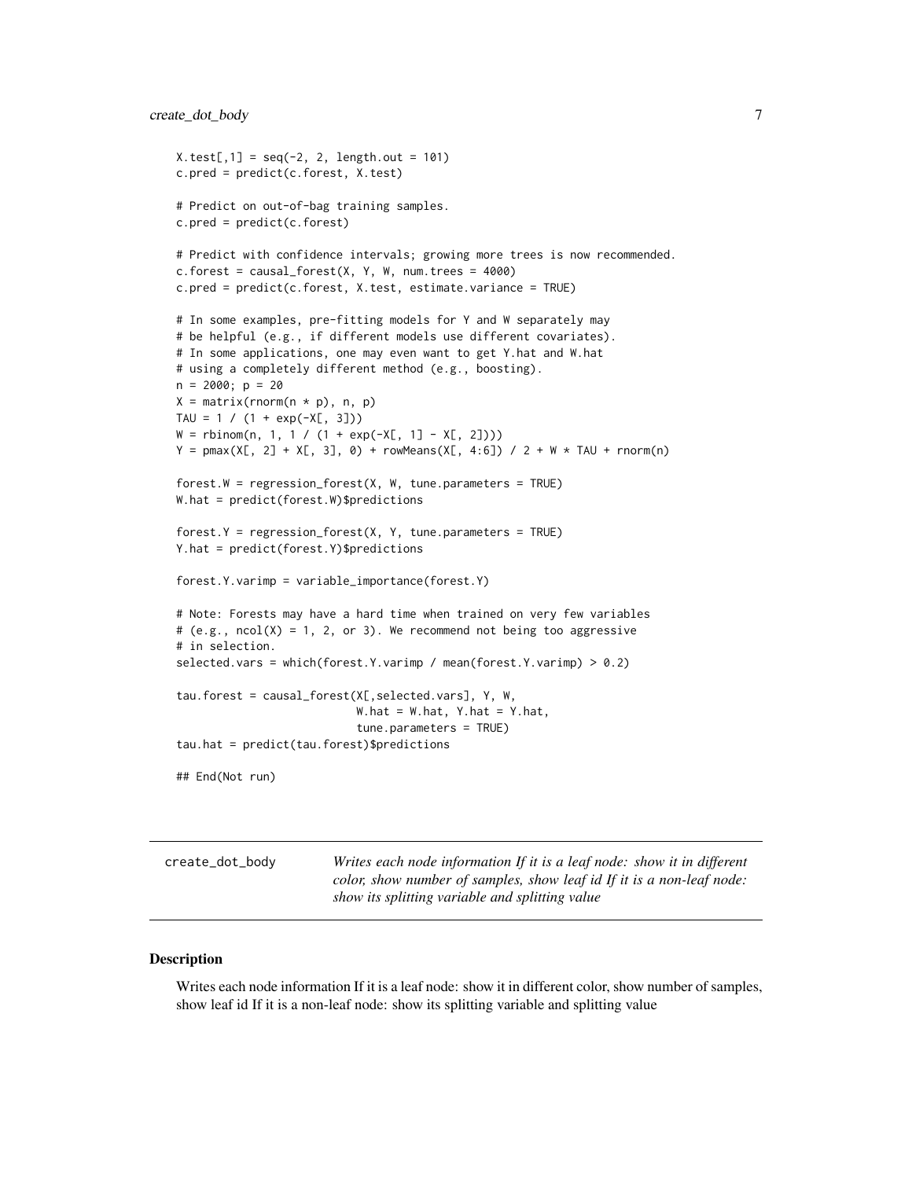```
X.test[,1] = seq(-2, 2, length.out = 101)
c.pred = predict(c.forest, X.test)

# Predict on out-of-bag training samples.
c.pred = predict(c.forest)

# Predict with confidence intervals; growing more trees is now recommended.
c.forest = causal_forest(X, Y, W, num.trees = 4000)
c.pred = predict(c.forest, X.test, estimate.variance = TRUE)

# In some examples, pre-fitting models for Y and W separately may
# be helpful (e.g., if different models use different covariates).
# In some applications, one may even want to get Y.hat and W.hat
# using a completely different method (e.g., boosting).
n = 2000; p = 20
X = matrix(rnorm(n * p), n, p)
TAU = 1 / (1 + exp(-X[, 3]))
W = rbinom(n, 1, 1 / (1 + exp(-X[, 1] - X[, 2])))
Y = pmax(X[, 2] + X[, 3], 0) + rowMeans(X[, 4:6]) / 2 + W * TAU + rnorm(n)

forest.W = regression_forest(X, W, tune.parameters = TRUE)
W.hat = predict(forest.W)$predictions

forest.Y = regression_forest(X, Y, tune.parameters = TRUE)
Y.hat = predict(forest.Y)$predictions

forest.Y.varimp = variable_importance(forest.Y)

# Note: Forests may have a hard time when trained on very few variables
# (e.g., ncol(X) = 1, 2, or 3). We recommend not being too aggressive
# in selection.
selected.vars = which(forest.Y.varimp / mean(forest.Y.varimp) > 0.2)

tau.forest = causal_forest(X[,selected.vars], Y, W,
                           W.hat = W.hat, Y.hat = Y.hat,
                           tune.parameters = TRUE)
tau.hat = predict(tau.forest)$predictions

## End(Not run)
```

---

## create_dot_body — *Writes each node information If it is a leaf node: show it in different color, show number of samples, show leaf id If it is a non-leaf node: show its splitting variable and splitting value*

---

### Description

Writes each node information If it is a leaf node: show it in different color, show number of samples, show leaf id If it is a non-leaf node: show its splitting variable and splitting value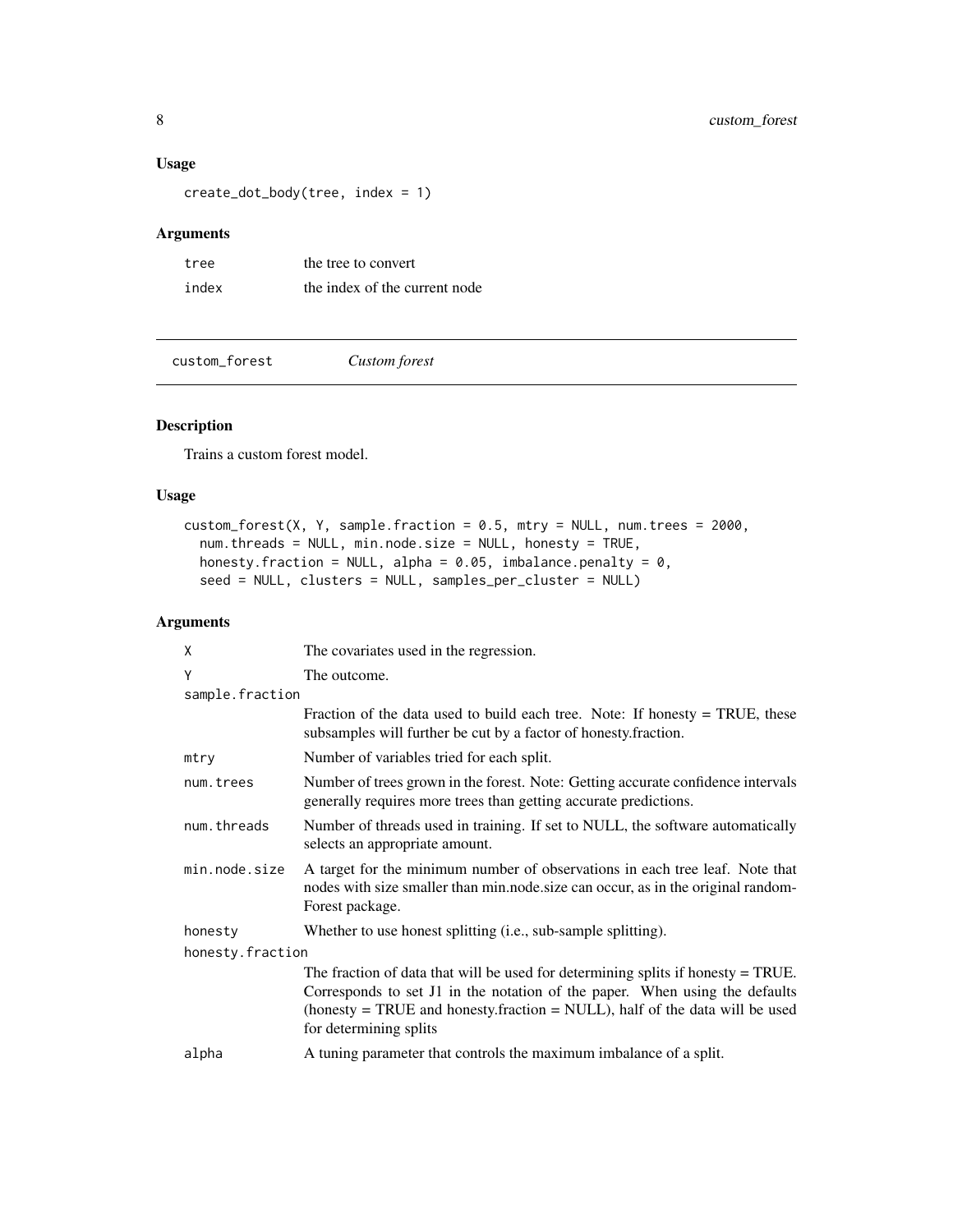### Usage

```
create_dot_body(tree, index = 1)
```

### Arguments

| | |
|---|---|
| tree | the tree to convert |
| index | the index of the current node |

---

## custom_forest *Custom forest*

---

### Description

Trains a custom forest model.

### Usage

```
custom_forest(X, Y, sample.fraction = 0.5, mtry = NULL, num.trees = 2000,
  num.threads = NULL, min.node.size = NULL, honesty = TRUE,
  honesty.fraction = NULL, alpha = 0.05, imbalance.penalty = 0,
  seed = NULL, clusters = NULL, samples_per_cluster = NULL)
```

### Arguments

| | |
|---|---|
| X | The covariates used in the regression. |
| Y | The outcome. |
| sample.fraction | Fraction of the data used to build each tree. Note: If honesty = TRUE, these subsamples will further be cut by a factor of honesty.fraction. |
| mtry | Number of variables tried for each split. |
| num.trees | Number of trees grown in the forest. Note: Getting accurate confidence intervals generally requires more trees than getting accurate predictions. |
| num.threads | Number of threads used in training. If set to NULL, the software automatically selects an appropriate amount. |
| min.node.size | A target for the minimum number of observations in each tree leaf. Note that nodes with size smaller than min.node.size can occur, as in the original randomForest package. |
| honesty | Whether to use honest splitting (i.e., sub-sample splitting). |
| honesty.fraction | The fraction of data that will be used for determining splits if honesty = TRUE. Corresponds to set J1 in the notation of the paper. When using the defaults (honesty = TRUE and honesty.fraction = NULL), half of the data will be used for determining splits |
| alpha | A tuning parameter that controls the maximum imbalance of a split. |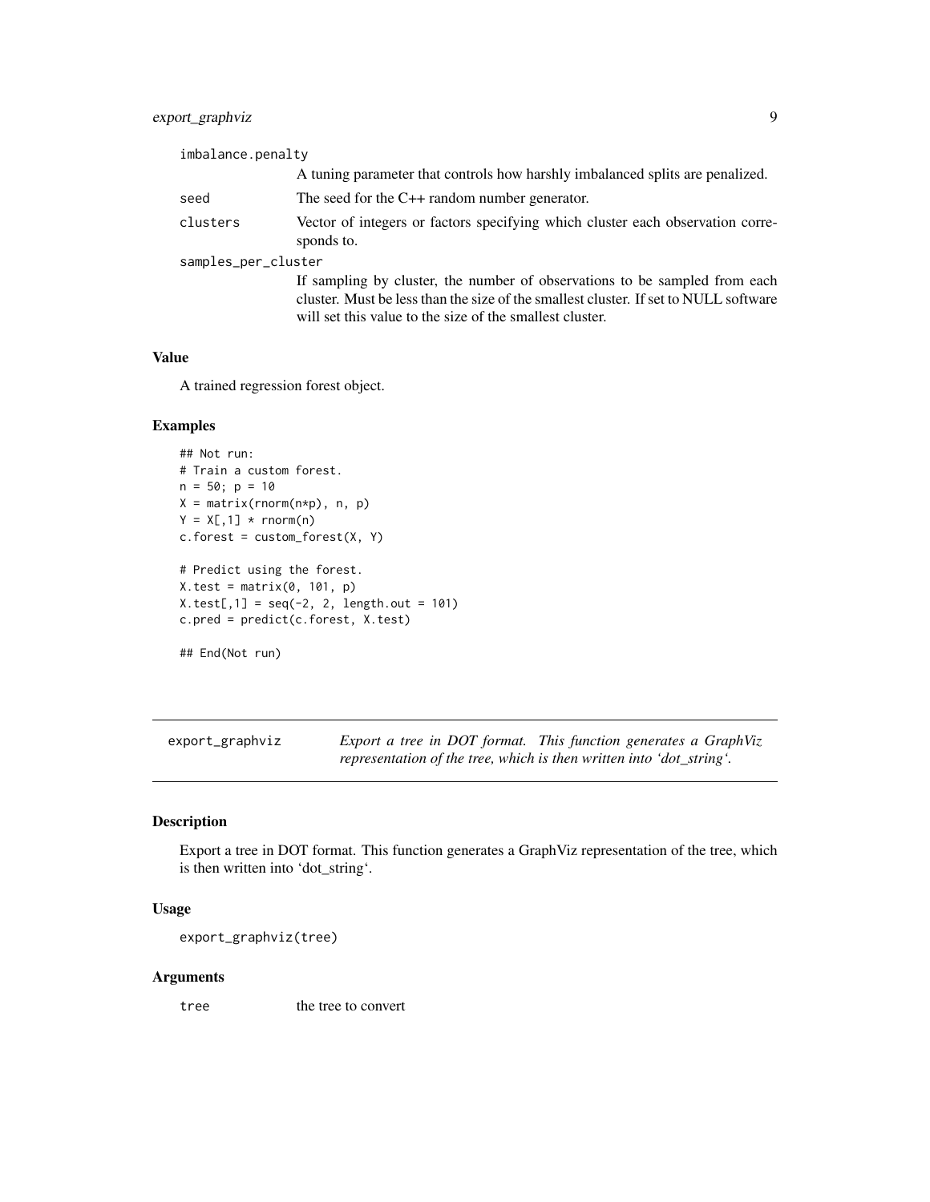| | |
|---|---|
| imbalance.penalty | A tuning parameter that controls how harshly imbalanced splits are penalized. |
| seed | The seed for the C++ random number generator. |
| clusters | Vector of integers or factors specifying which cluster each observation corresponds to. |
| samples_per_cluster | If sampling by cluster, the number of observations to be sampled from each cluster. Must be less than the size of the smallest cluster. If set to NULL software will set this value to the size of the smallest cluster. |

### Value

A trained regression forest object.

### Examples

```
## Not run:
# Train a custom forest.
n = 50; p = 10
X = matrix(rnorm(n*p), n, p)
Y = X[,1] * rnorm(n)
c.forest = custom_forest(X, Y)

# Predict using the forest.
X.test = matrix(0, 101, p)
X.test[,1] = seq(-2, 2, length.out = 101)
c.pred = predict(c.forest, X.test)

## End(Not run)
```

---

## export_graphviz    *Export a tree in DOT format. This function generates a GraphViz representation of the tree, which is then written into 'dot_string'.*

---

### Description

Export a tree in DOT format. This function generates a GraphViz representation of the tree, which is then written into 'dot_string'.

### Usage

```
export_graphviz(tree)
```

### Arguments

| | |
|---|---|
| tree | the tree to convert |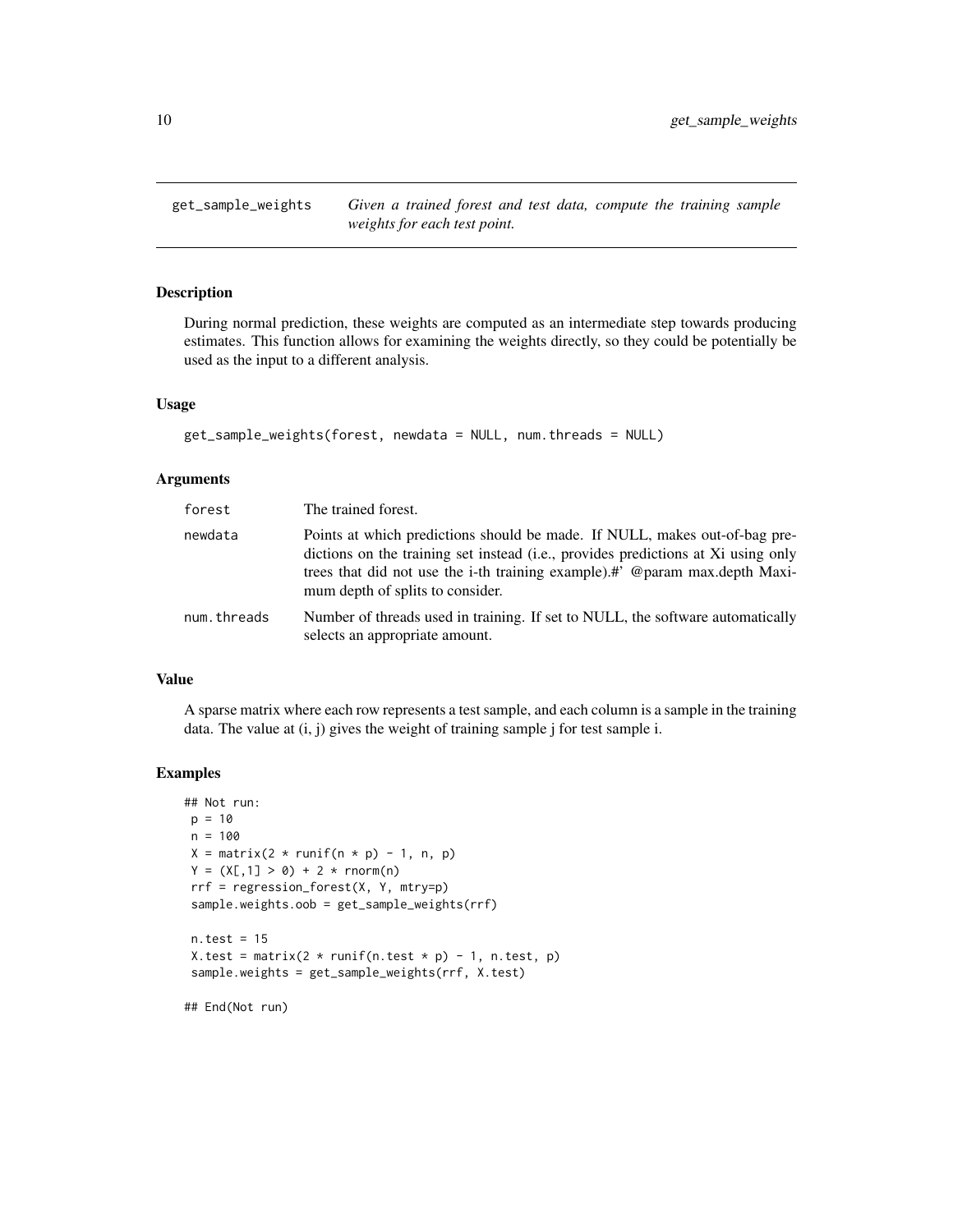# get_sample_weights

*Given a trained forest and test data, compute the training sample weights for each test point.*

## Description

During normal prediction, these weights are computed as an intermediate step towards producing estimates. This function allows for examining the weights directly, so they could be potentially be used as the input to a different analysis.

## Usage

```
get_sample_weights(forest, newdata = NULL, num.threads = NULL)
```

## Arguments

| | |
|---|---|
| forest | The trained forest. |
| newdata | Points at which predictions should be made. If NULL, makes out-of-bag predictions on the training set instead (i.e., provides predictions at Xi using only trees that did not use the i-th training example).#' @param max.depth Maximum depth of splits to consider. |
| num.threads | Number of threads used in training. If set to NULL, the software automatically selects an appropriate amount. |

## Value

A sparse matrix where each row represents a test sample, and each column is a sample in the training data. The value at (i, j) gives the weight of training sample j for test sample i.

## Examples

```
## Not run:
 p = 10
 n = 100
 X = matrix(2 * runif(n * p) - 1, n, p)
 Y = (X[,1] > 0) + 2 * rnorm(n)
 rrf = regression_forest(X, Y, mtry=p)
 sample.weights.oob = get_sample_weights(rrf)

 n.test = 15
 X.test = matrix(2 * runif(n.test * p) - 1, n.test, p)
 sample.weights = get_sample_weights(rrf, X.test)

## End(Not run)
```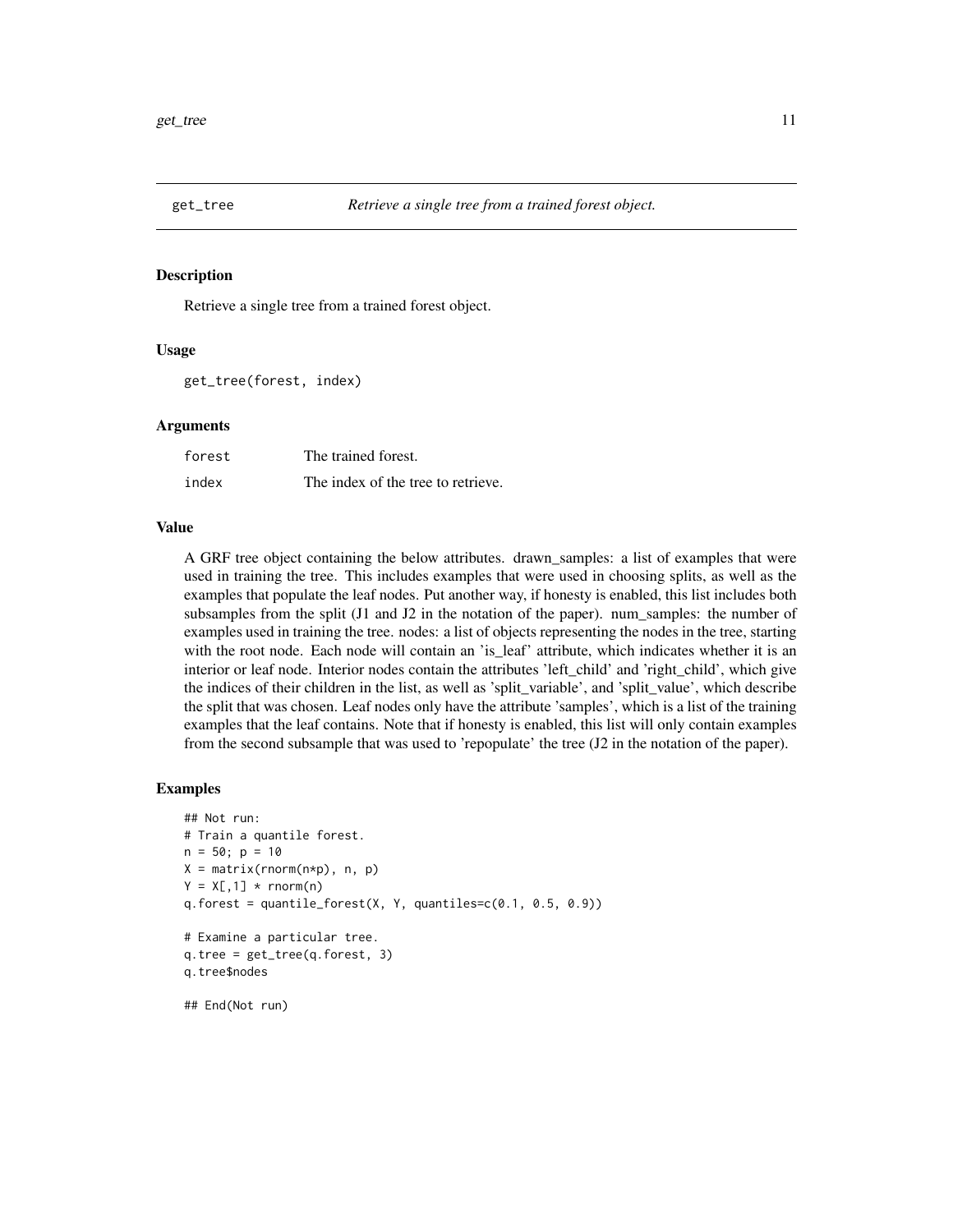# get_tree *Retrieve a single tree from a trained forest object.*

## Description

Retrieve a single tree from a trained forest object.

## Usage

```
get_tree(forest, index)
```

## Arguments

| | |
|---|---|
| forest | The trained forest. |
| index | The index of the tree to retrieve. |

## Value

A GRF tree object containing the below attributes. drawn_samples: a list of examples that were used in training the tree. This includes examples that were used in choosing splits, as well as the examples that populate the leaf nodes. Put another way, if honesty is enabled, this list includes both subsamples from the split (J1 and J2 in the notation of the paper). num_samples: the number of examples used in training the tree. nodes: a list of objects representing the nodes in the tree, starting with the root node. Each node will contain an 'is_leaf' attribute, which indicates whether it is an interior or leaf node. Interior nodes contain the attributes 'left_child' and 'right_child', which give the indices of their children in the list, as well as 'split_variable', and 'split_value', which describe the split that was chosen. Leaf nodes only have the attribute 'samples', which is a list of the training examples that the leaf contains. Note that if honesty is enabled, this list will only contain examples from the second subsample that was used to 'repopulate' the tree (J2 in the notation of the paper).

## Examples

```
## Not run:
# Train a quantile forest.
n = 50; p = 10
X = matrix(rnorm(n*p), n, p)
Y = X[,1] * rnorm(n)
q.forest = quantile_forest(X, Y, quantiles=c(0.1, 0.5, 0.9))

# Examine a particular tree.
q.tree = get_tree(q.forest, 3)
q.tree$nodes

## End(Not run)
```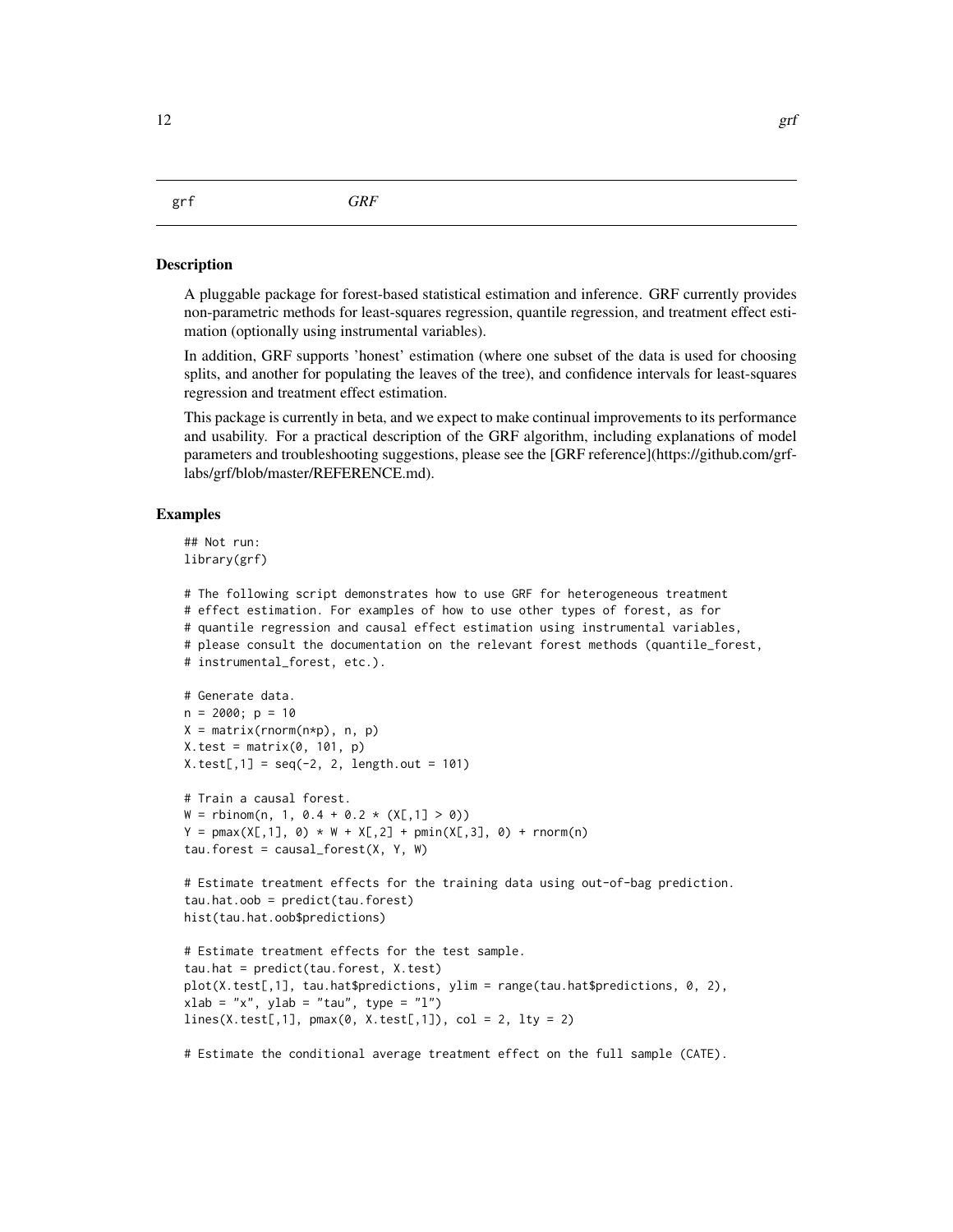grf *GRF*

### Description

A pluggable package for forest-based statistical estimation and inference. GRF currently provides non-parametric methods for least-squares regression, quantile regression, and treatment effect estimation (optionally using instrumental variables).

In addition, GRF supports 'honest' estimation (where one subset of the data is used for choosing splits, and another for populating the leaves of the tree), and confidence intervals for least-squares regression and treatment effect estimation.

This package is currently in beta, and we expect to make continual improvements to its performance and usability. For a practical description of the GRF algorithm, including explanations of model parameters and troubleshooting suggestions, please see the [GRF reference](https://github.com/grf-labs/grf/blob/master/REFERENCE.md).

### Examples

```
## Not run:
library(grf)

# The following script demonstrates how to use GRF for heterogeneous treatment
# effect estimation. For examples of how to use other types of forest, as for
# quantile regression and causal effect estimation using instrumental variables,
# please consult the documentation on the relevant forest methods (quantile_forest,
# instrumental_forest, etc.).

# Generate data.
n = 2000; p = 10
X = matrix(rnorm(n*p), n, p)
X.test = matrix(0, 101, p)
X.test[,1] = seq(-2, 2, length.out = 101)

# Train a causal forest.
W = rbinom(n, 1, 0.4 + 0.2 * (X[,1] > 0))
Y = pmax(X[,1], 0) * W + X[,2] + pmin(X[,3], 0) + rnorm(n)
tau.forest = causal_forest(X, Y, W)

# Estimate treatment effects for the training data using out-of-bag prediction.
tau.hat.oob = predict(tau.forest)
hist(tau.hat.oob$predictions)

# Estimate treatment effects for the test sample.
tau.hat = predict(tau.forest, X.test)
plot(X.test[,1], tau.hat$predictions, ylim = range(tau.hat$predictions, 0, 2),
xlab = "x", ylab = "tau", type = "l")
lines(X.test[,1], pmax(0, X.test[,1]), col = 2, lty = 2)

# Estimate the conditional average treatment effect on the full sample (CATE).
```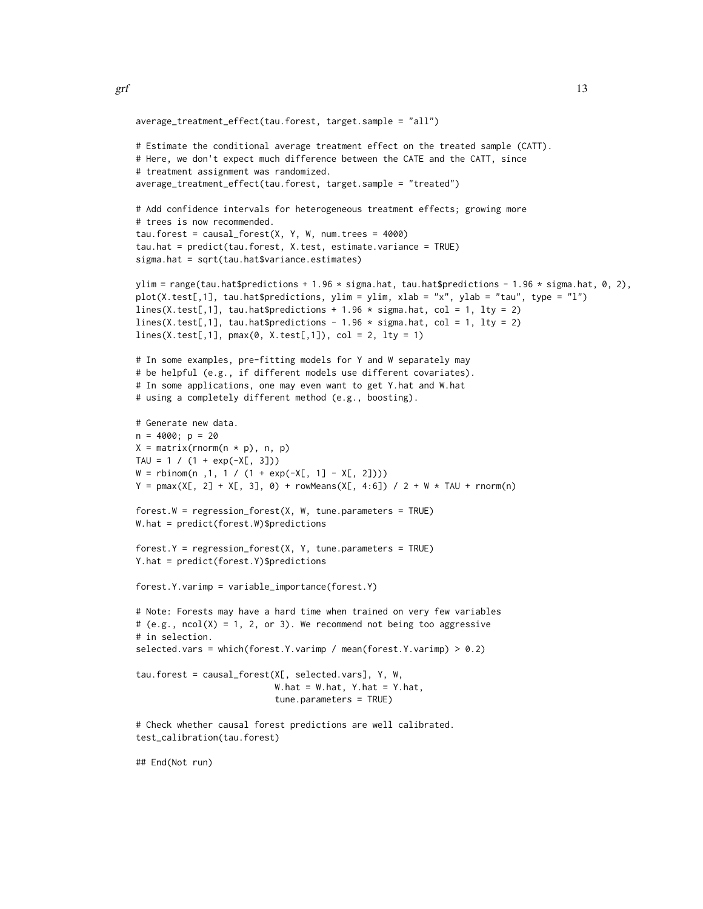```
average_treatment_effect(tau.forest, target.sample = "all")

# Estimate the conditional average treatment effect on the treated sample (CATT).
# Here, we don't expect much difference between the CATE and the CATT, since
# treatment assignment was randomized.
average_treatment_effect(tau.forest, target.sample = "treated")

# Add confidence intervals for heterogeneous treatment effects; growing more
# trees is now recommended.
tau.forest = causal_forest(X, Y, W, num.trees = 4000)
tau.hat = predict(tau.forest, X.test, estimate.variance = TRUE)
sigma.hat = sqrt(tau.hat$variance.estimates)

ylim = range(tau.hat$predictions + 1.96 * sigma.hat, tau.hat$predictions - 1.96 * sigma.hat, 0, 2),
plot(X.test[,1], tau.hat$predictions, ylim = ylim, xlab = "x", ylab = "tau", type = "l")
lines(X.test[,1], tau.hat$predictions + 1.96 * sigma.hat, col = 1, lty = 2)
lines(X.test[,1], tau.hat$predictions - 1.96 * sigma.hat, col = 1, lty = 2)
lines(X.test[,1], pmax(0, X.test[,1]), col = 2, lty = 1)

# In some examples, pre-fitting models for Y and W separately may
# be helpful (e.g., if different models use different covariates).
# In some applications, one may even want to get Y.hat and W.hat
# using a completely different method (e.g., boosting).

# Generate new data.
n = 4000; p = 20
X = matrix(rnorm(n * p), n, p)
TAU = 1 / (1 + exp(-X[, 3]))
W = rbinom(n ,1, 1 / (1 + exp(-X[, 1] - X[, 2])))
Y = pmax(X[, 2] + X[, 3], 0) + rowMeans(X[, 4:6]) / 2 + W * TAU + rnorm(n)

forest.W = regression_forest(X, W, tune.parameters = TRUE)
W.hat = predict(forest.W)$predictions

forest.Y = regression_forest(X, Y, tune.parameters = TRUE)
Y.hat = predict(forest.Y)$predictions

forest.Y.varimp = variable_importance(forest.Y)

# Note: Forests may have a hard time when trained on very few variables
# (e.g., ncol(X) = 1, 2, or 3). We recommend not being too aggressive
# in selection.
selected.vars = which(forest.Y.varimp / mean(forest.Y.varimp) > 0.2)

tau.forest = causal_forest(X[, selected.vars], Y, W,
                           W.hat = W.hat, Y.hat = Y.hat,
                           tune.parameters = TRUE)

# Check whether causal forest predictions are well calibrated.
test_calibration(tau.forest)

## End(Not run)
```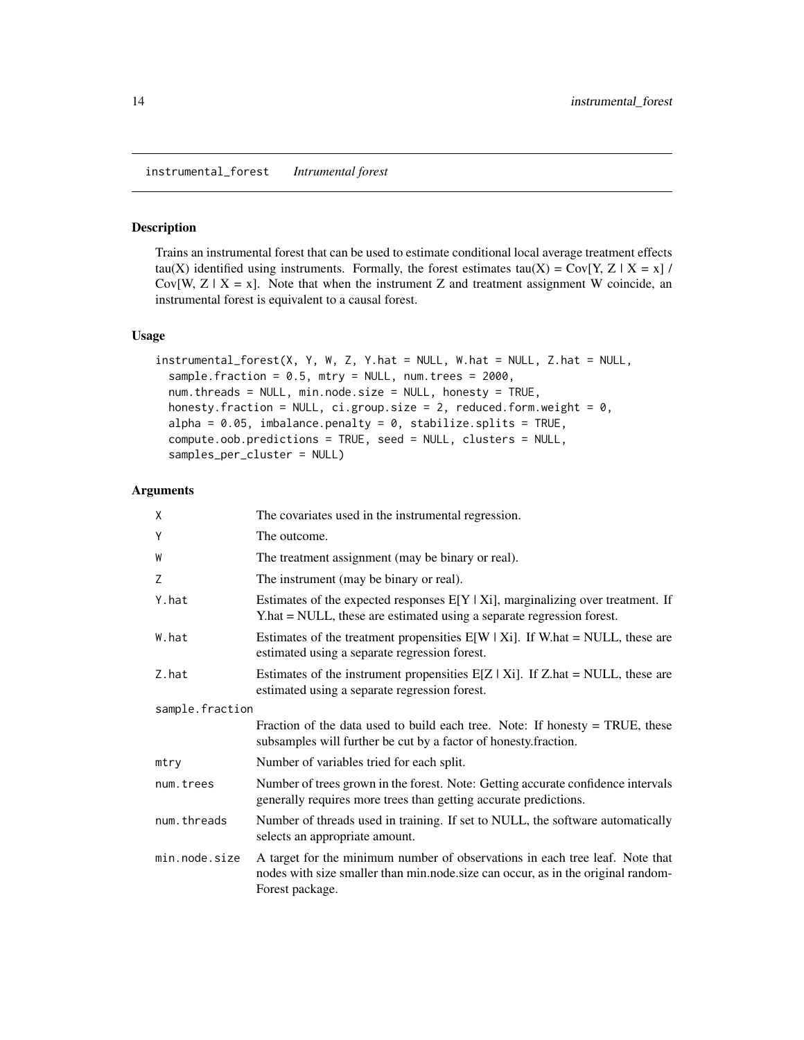## instrumental_forest *Intrumental forest*

### Description

Trains an instrumental forest that can be used to estimate conditional local average treatment effects tau(X) identified using instruments. Formally, the forest estimates tau(X) = Cov[Y, Z | X = x] / Cov[W, Z | X = x]. Note that when the instrument Z and treatment assignment W coincide, an instrumental forest is equivalent to a causal forest.

### Usage

```
instrumental_forest(X, Y, W, Z, Y.hat = NULL, W.hat = NULL, Z.hat = NULL,
  sample.fraction = 0.5, mtry = NULL, num.trees = 2000,
  num.threads = NULL, min.node.size = NULL, honesty = TRUE,
  honesty.fraction = NULL, ci.group.size = 2, reduced.form.weight = 0,
  alpha = 0.05, imbalance.penalty = 0, stabilize.splits = TRUE,
  compute.oob.predictions = TRUE, seed = NULL, clusters = NULL,
  samples_per_cluster = NULL)
```

### Arguments

| | |
|---|---|
| X | The covariates used in the instrumental regression. |
| Y | The outcome. |
| W | The treatment assignment (may be binary or real). |
| Z | The instrument (may be binary or real). |
| Y.hat | Estimates of the expected responses E[Y \| Xi], marginalizing over treatment. If Y.hat = NULL, these are estimated using a separate regression forest. |
| W.hat | Estimates of the treatment propensities E[W \| Xi]. If W.hat = NULL, these are estimated using a separate regression forest. |
| Z.hat | Estimates of the instrument propensities E[Z \| Xi]. If Z.hat = NULL, these are estimated using a separate regression forest. |
| sample.fraction | Fraction of the data used to build each tree. Note: If honesty = TRUE, these subsamples will further be cut by a factor of honesty.fraction. |
| mtry | Number of variables tried for each split. |
| num.trees | Number of trees grown in the forest. Note: Getting accurate confidence intervals generally requires more trees than getting accurate predictions. |
| num.threads | Number of threads used in training. If set to NULL, the software automatically selects an appropriate amount. |
| min.node.size | A target for the minimum number of observations in each tree leaf. Note that nodes with size smaller than min.node.size can occur, as in the original randomForest package. |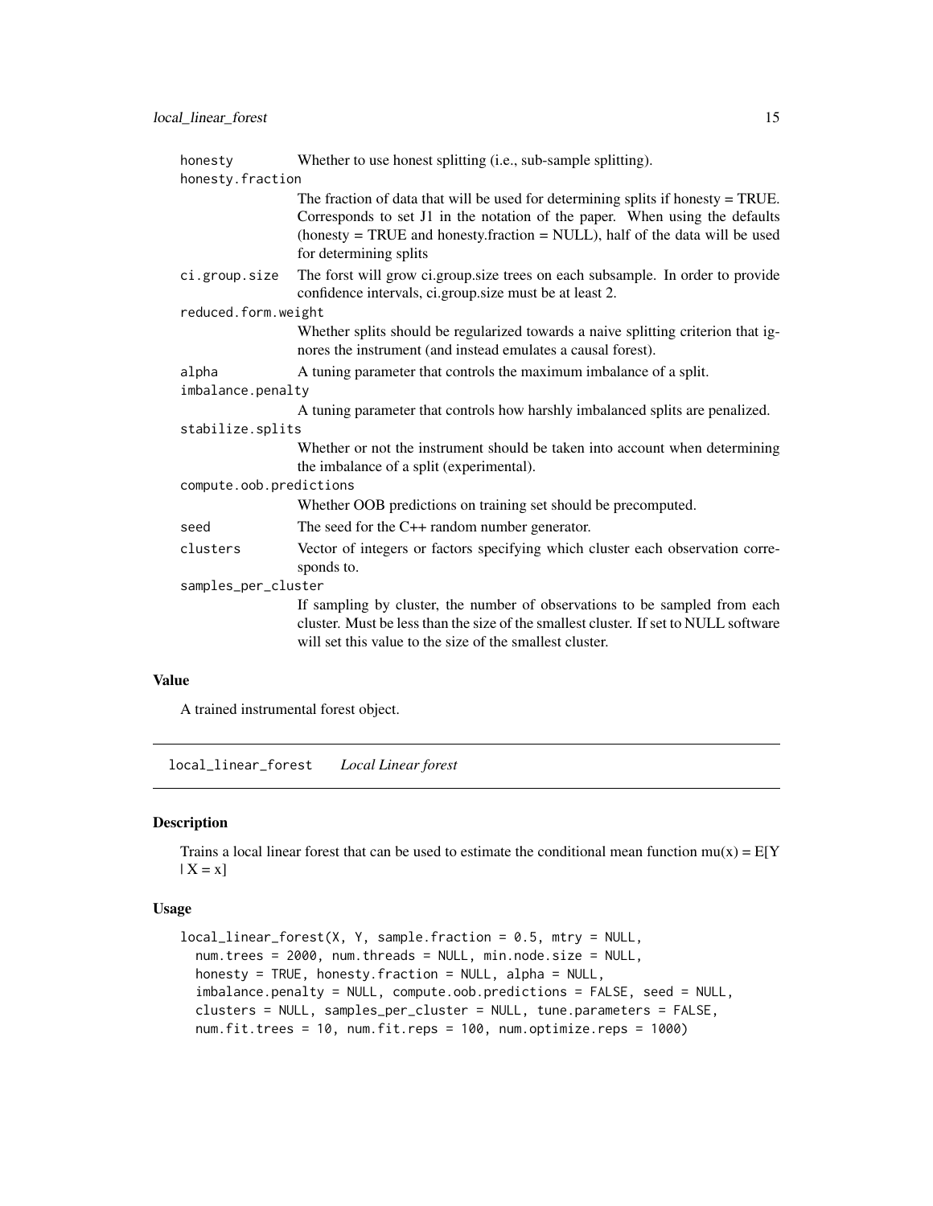| | |
|---|---|
| honesty | Whether to use honest splitting (i.e., sub-sample splitting). |
| honesty.fraction | The fraction of data that will be used for determining splits if honesty = TRUE. Corresponds to set J1 in the notation of the paper. When using the defaults (honesty = TRUE and honesty.fraction = NULL), half of the data will be used for determining splits |
| ci.group.size | The forst will grow ci.group.size trees on each subsample. In order to provide confidence intervals, ci.group.size must be at least 2. |
| reduced.form.weight | Whether splits should be regularized towards a naive splitting criterion that ignores the instrument (and instead emulates a causal forest). |
| alpha | A tuning parameter that controls the maximum imbalance of a split. |
| imbalance.penalty | A tuning parameter that controls how harshly imbalanced splits are penalized. |
| stabilize.splits | Whether or not the instrument should be taken into account when determining the imbalance of a split (experimental). |
| compute.oob.predictions | Whether OOB predictions on training set should be precomputed. |
| seed | The seed for the C++ random number generator. |
| clusters | Vector of integers or factors specifying which cluster each observation corresponds to. |
| samples_per_cluster | If sampling by cluster, the number of observations to be sampled from each cluster. Must be less than the size of the smallest cluster. If set to NULL software will set this value to the size of the smallest cluster. |

### Value

A trained instrumental forest object.

---

## local_linear_forest *Local Linear forest*

### Description

Trains a local linear forest that can be used to estimate the conditional mean function mu(x) = E[Y | X = x]

### Usage

```
local_linear_forest(X, Y, sample.fraction = 0.5, mtry = NULL,
  num.trees = 2000, num.threads = NULL, min.node.size = NULL,
  honesty = TRUE, honesty.fraction = NULL, alpha = NULL,
  imbalance.penalty = NULL, compute.oob.predictions = FALSE, seed = NULL,
  clusters = NULL, samples_per_cluster = NULL, tune.parameters = FALSE,
  num.fit.trees = 10, num.fit.reps = 100, num.optimize.reps = 1000)
```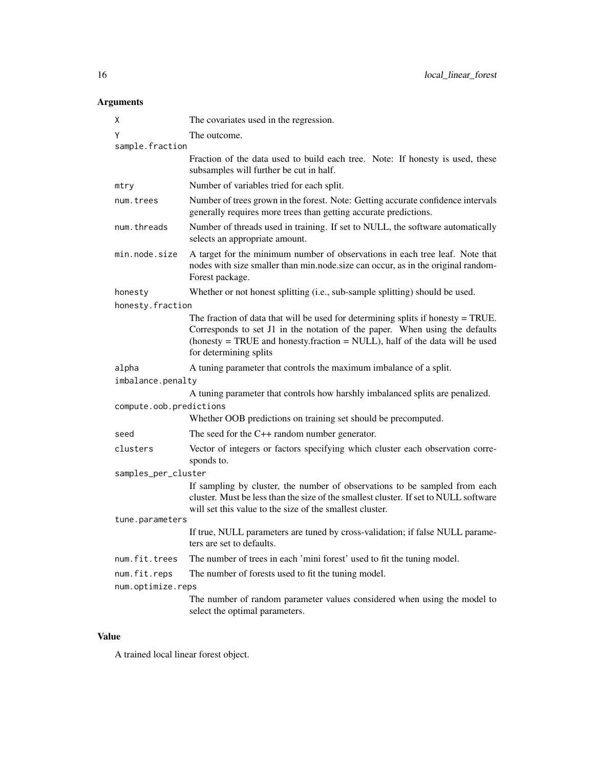## Arguments

- `X` — The covariates used in the regression.
- `Y` — The outcome.
- `sample.fraction` — Fraction of the data used to build each tree. Note: If honesty is used, these subsamples will further be cut in half.
- `mtry` — Number of variables tried for each split.
- `num.trees` — Number of trees grown in the forest. Note: Getting accurate confidence intervals generally requires more trees than getting accurate predictions.
- `num.threads` — Number of threads used in training. If set to NULL, the software automatically selects an appropriate amount.
- `min.node.size` — A target for the minimum number of observations in each tree leaf. Note that nodes with size smaller than min.node.size can occur, as in the original randomForest package.
- `honesty` — Whether or not honest splitting (i.e., sub-sample splitting) should be used.
- `honesty.fraction` — The fraction of data that will be used for determining splits if honesty = TRUE. Corresponds to set J1 in the notation of the paper. When using the defaults (honesty = TRUE and honesty.fraction = NULL), half of the data will be used for determining splits
- `alpha` — A tuning parameter that controls the maximum imbalance of a split.
- `imbalance.penalty` — A tuning parameter that controls how harshly imbalanced splits are penalized.
- `compute.oob.predictions` — Whether OOB predictions on training set should be precomputed.
- `seed` — The seed for the C++ random number generator.
- `clusters` — Vector of integers or factors specifying which cluster each observation corresponds to.
- `samples_per_cluster` — If sampling by cluster, the number of observations to be sampled from each cluster. Must be less than the size of the smallest cluster. If set to NULL software will set this value to the size of the smallest cluster.
- `tune.parameters` — If true, NULL parameters are tuned by cross-validation; if false NULL parameters are set to defaults.
- `num.fit.trees` — The number of trees in each 'mini forest' used to fit the tuning model.
- `num.fit.reps` — The number of forests used to fit the tuning model.
- `num.optimize.reps` — The number of random parameter values considered when using the model to select the optimal parameters.

## Value

A trained local linear forest object.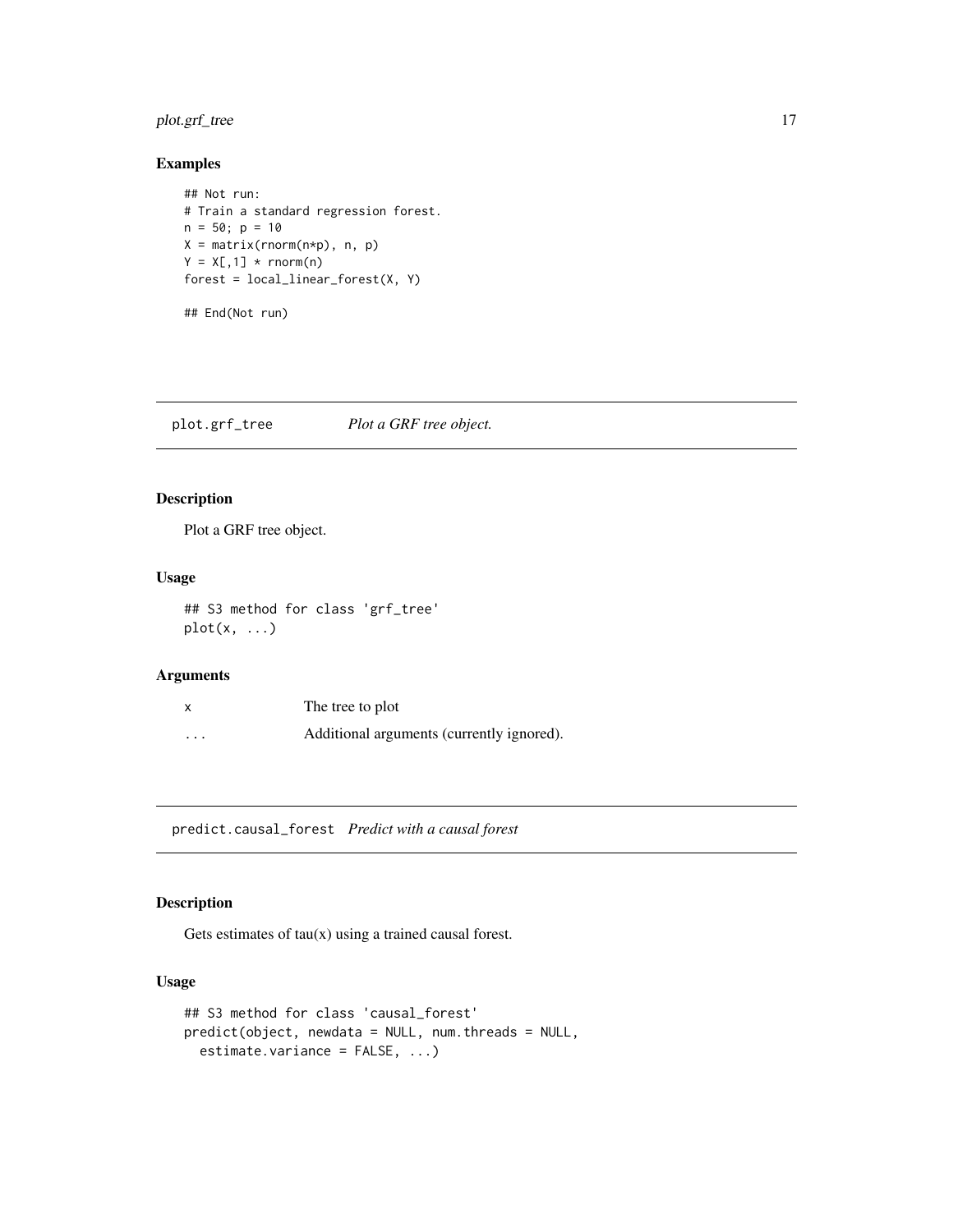### Examples

```
## Not run:
# Train a standard regression forest.
n = 50; p = 10
X = matrix(rnorm(n*p), n, p)
Y = X[,1] * rnorm(n)
forest = local_linear_forest(X, Y)

## End(Not run)
```

## plot.grf_tree — *Plot a GRF tree object.*

### Description

Plot a GRF tree object.

### Usage

```
## S3 method for class 'grf_tree'
plot(x, ...)
```

### Arguments

| | |
|---|---|
| x | The tree to plot |
| ... | Additional arguments (currently ignored). |

## predict.causal_forest — *Predict with a causal forest*

### Description

Gets estimates of tau(x) using a trained causal forest.

### Usage

```
## S3 method for class 'causal_forest'
predict(object, newdata = NULL, num.threads = NULL,
  estimate.variance = FALSE, ...)
```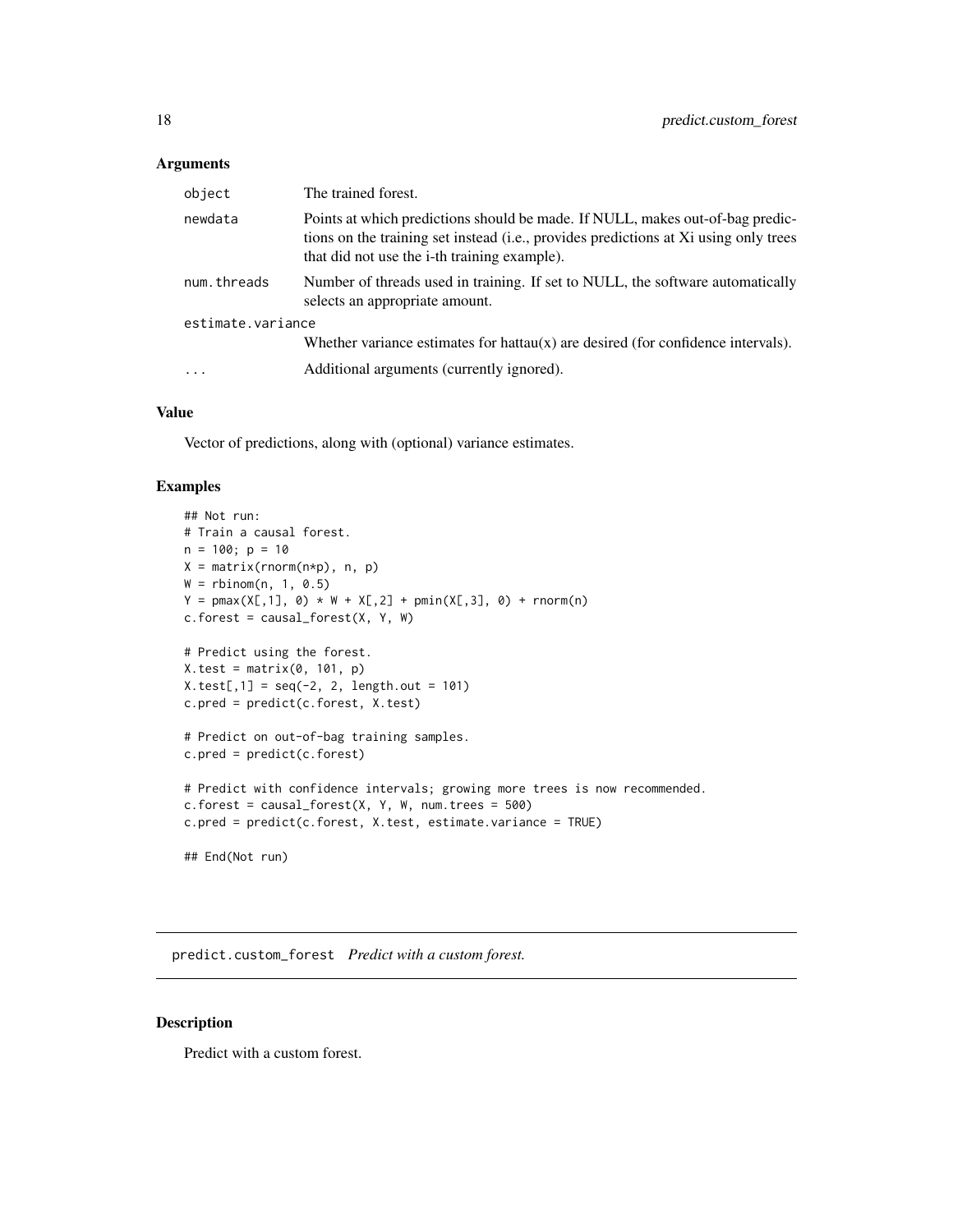### Arguments

| | |
|---|---|
| `object` | The trained forest. |
| `newdata` | Points at which predictions should be made. If NULL, makes out-of-bag predictions on the training set instead (i.e., provides predictions at Xi using only trees that did not use the i-th training example). |
| `num.threads` | Number of threads used in training. If set to NULL, the software automatically selects an appropriate amount. |
| `estimate.variance` | Whether variance estimates for hattau(x) are desired (for confidence intervals). |
| `...` | Additional arguments (currently ignored). |

### Value

Vector of predictions, along with (optional) variance estimates.

### Examples

```
## Not run:
# Train a causal forest.
n = 100; p = 10
X = matrix(rnorm(n*p), n, p)
W = rbinom(n, 1, 0.5)
Y = pmax(X[,1], 0) * W + X[,2] + pmin(X[,3], 0) + rnorm(n)
c.forest = causal_forest(X, Y, W)

# Predict using the forest.
X.test = matrix(0, 101, p)
X.test[,1] = seq(-2, 2, length.out = 101)
c.pred = predict(c.forest, X.test)

# Predict on out-of-bag training samples.
c.pred = predict(c.forest)

# Predict with confidence intervals; growing more trees is now recommended.
c.forest = causal_forest(X, Y, W, num.trees = 500)
c.pred = predict(c.forest, X.test, estimate.variance = TRUE)

## End(Not run)
```

---

## predict.custom_forest *Predict with a custom forest.*

### Description

Predict with a custom forest.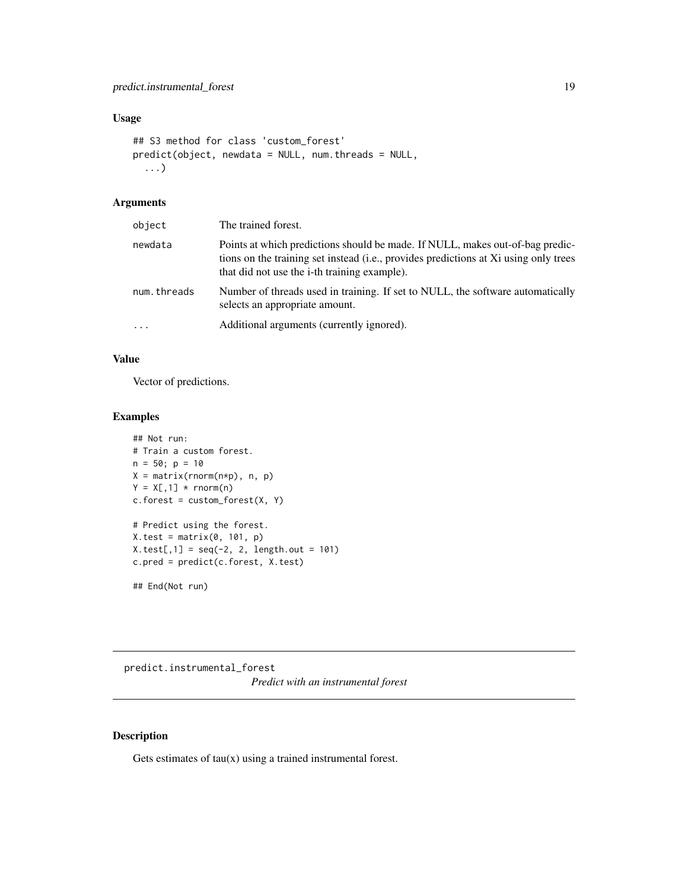### Usage

```
## S3 method for class 'custom_forest'
predict(object, newdata = NULL, num.threads = NULL,
  ...)
```

### Arguments

| | |
|---|---|
| object | The trained forest. |
| newdata | Points at which predictions should be made. If NULL, makes out-of-bag predictions on the training set instead (i.e., provides predictions at Xi using only trees that did not use the i-th training example). |
| num.threads | Number of threads used in training. If set to NULL, the software automatically selects an appropriate amount. |
| ... | Additional arguments (currently ignored). |

### Value

Vector of predictions.

### Examples

```
## Not run:
# Train a custom forest.
n = 50; p = 10
X = matrix(rnorm(n*p), n, p)
Y = X[,1] * rnorm(n)
c.forest = custom_forest(X, Y)

# Predict using the forest.
X.test = matrix(0, 101, p)
X.test[,1] = seq(-2, 2, length.out = 101)
c.pred = predict(c.forest, X.test)

## End(Not run)
```

---

## predict.instrumental_forest

*Predict with an instrumental forest*

### Description

Gets estimates of tau(x) using a trained instrumental forest.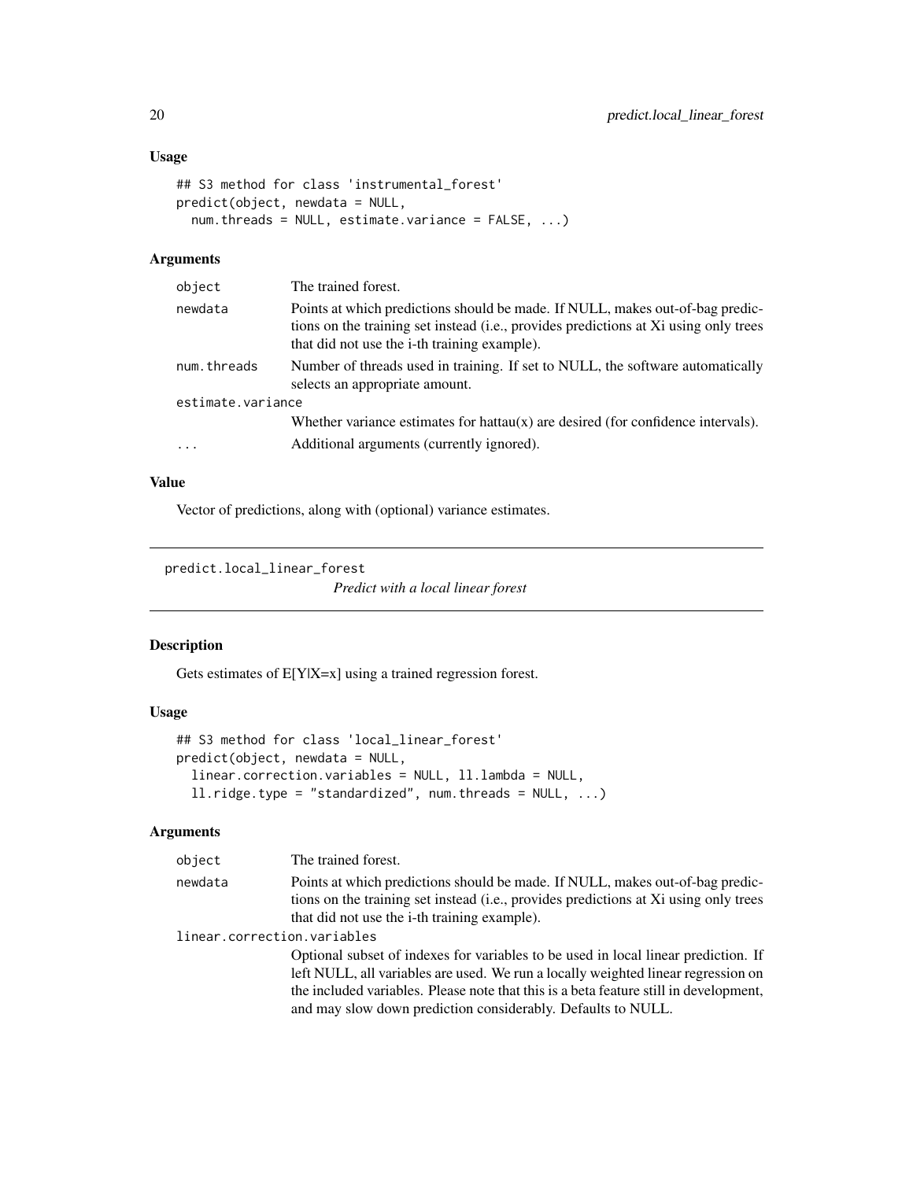### Usage

```
## S3 method for class 'instrumental_forest'
predict(object, newdata = NULL,
  num.threads = NULL, estimate.variance = FALSE, ...)
```

### Arguments

| | |
|---|---|
| `object` | The trained forest. |
| `newdata` | Points at which predictions should be made. If NULL, makes out-of-bag predictions on the training set instead (i.e., provides predictions at Xi using only trees that did not use the i-th training example). |
| `num.threads` | Number of threads used in training. If set to NULL, the software automatically selects an appropriate amount. |
| `estimate.variance` | Whether variance estimates for hattau(x) are desired (for confidence intervals). |
| `...` | Additional arguments (currently ignored). |

### Value

Vector of predictions, along with (optional) variance estimates.

---

## predict.local_linear_forest

*Predict with a local linear forest*

---

### Description

Gets estimates of E[Y|X=x] using a trained regression forest.

### Usage

```
## S3 method for class 'local_linear_forest'
predict(object, newdata = NULL,
  linear.correction.variables = NULL, ll.lambda = NULL,
  ll.ridge.type = "standardized", num.threads = NULL, ...)
```

### Arguments

| | |
|---|---|
| `object` | The trained forest. |
| `newdata` | Points at which predictions should be made. If NULL, makes out-of-bag predictions on the training set instead (i.e., provides predictions at Xi using only trees that did not use the i-th training example). |
| `linear.correction.variables` | Optional subset of indexes for variables to be used in local linear prediction. If left NULL, all variables are used. We run a locally weighted linear regression on the included variables. Please note that this is a beta feature still in development, and may slow down prediction considerably. Defaults to NULL. |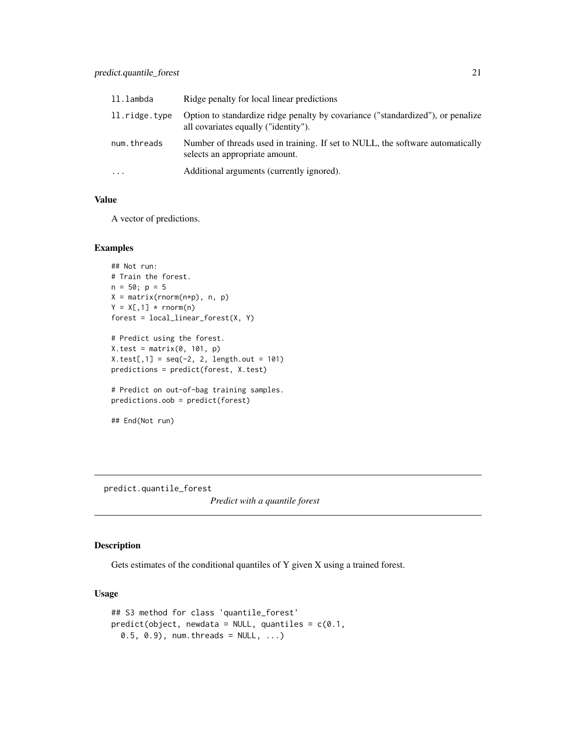| | |
|---|---|
| ll.lambda | Ridge penalty for local linear predictions |
| ll.ridge.type | Option to standardize ridge penalty by covariance ("standardized"), or penalize all covariates equally ("identity"). |
| num.threads | Number of threads used in training. If set to NULL, the software automatically selects an appropriate amount. |
| ... | Additional arguments (currently ignored). |

### Value

A vector of predictions.

### Examples

```
## Not run:
# Train the forest.
n = 50; p = 5
X = matrix(rnorm(n*p), n, p)
Y = X[,1] * rnorm(n)
forest = local_linear_forest(X, Y)

# Predict using the forest.
X.test = matrix(0, 101, p)
X.test[,1] = seq(-2, 2, length.out = 101)
predictions = predict(forest, X.test)

# Predict on out-of-bag training samples.
predictions.oob = predict(forest)

## End(Not run)
```

## predict.quantile_forest

*Predict with a quantile forest*

### Description

Gets estimates of the conditional quantiles of Y given X using a trained forest.

### Usage

```
## S3 method for class 'quantile_forest'
predict(object, newdata = NULL, quantiles = c(0.1,
  0.5, 0.9), num.threads = NULL, ...)
```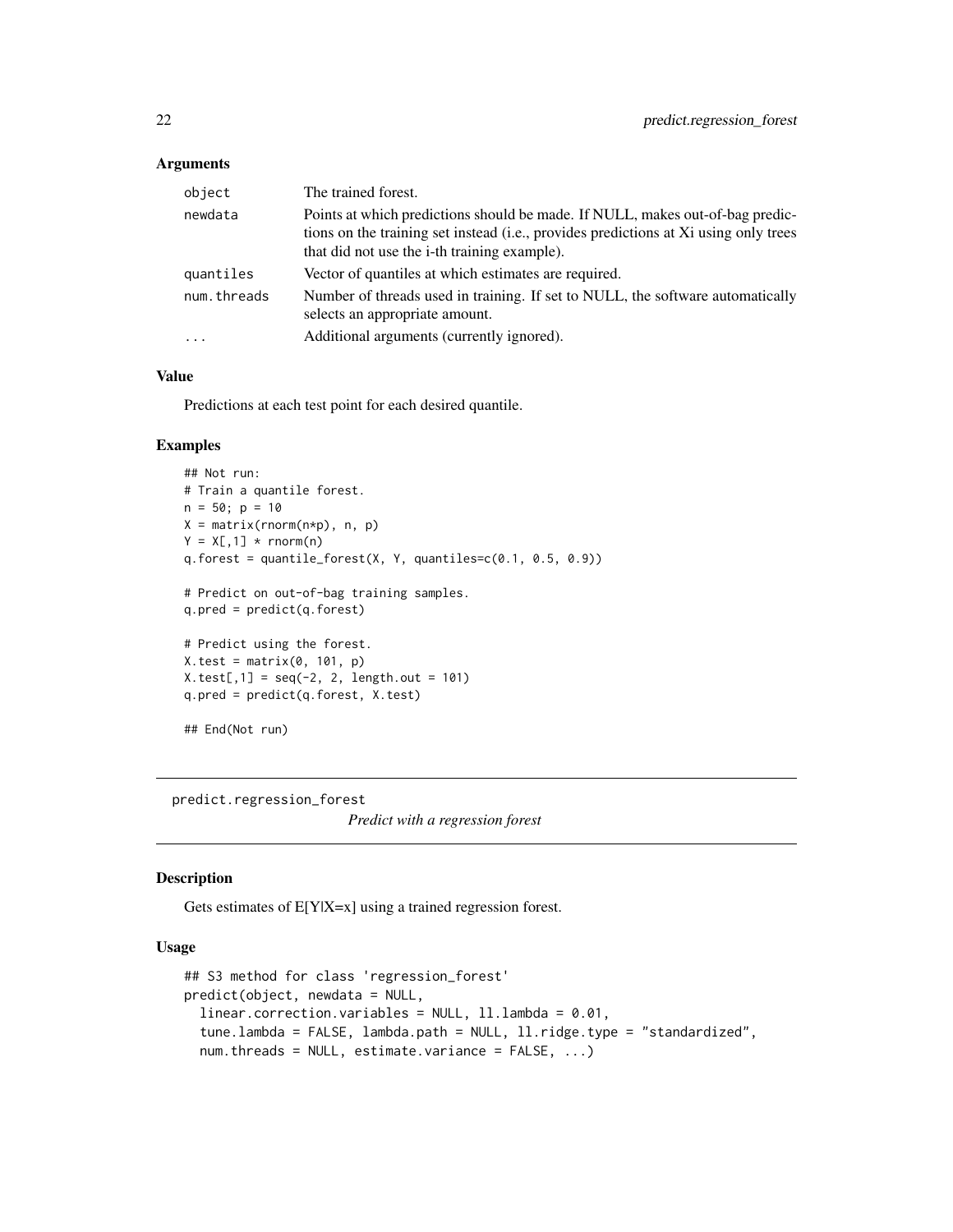### Arguments

| | |
|---|---|
| `object` | The trained forest. |
| `newdata` | Points at which predictions should be made. If NULL, makes out-of-bag predictions on the training set instead (i.e., provides predictions at Xi using only trees that did not use the i-th training example). |
| `quantiles` | Vector of quantiles at which estimates are required. |
| `num.threads` | Number of threads used in training. If set to NULL, the software automatically selects an appropriate amount. |
| `...` | Additional arguments (currently ignored). |

### Value

Predictions at each test point for each desired quantile.

### Examples

```
## Not run:
# Train a quantile forest.
n = 50; p = 10
X = matrix(rnorm(n*p), n, p)
Y = X[,1] * rnorm(n)
q.forest = quantile_forest(X, Y, quantiles=c(0.1, 0.5, 0.9))

# Predict on out-of-bag training samples.
q.pred = predict(q.forest)

# Predict using the forest.
X.test = matrix(0, 101, p)
X.test[,1] = seq(-2, 2, length.out = 101)
q.pred = predict(q.forest, X.test)

## End(Not run)
```

---

## predict.regression_forest

*Predict with a regression forest*

### Description

Gets estimates of E[Y|X=x] using a trained regression forest.

### Usage

```
## S3 method for class 'regression_forest'
predict(object, newdata = NULL,
  linear.correction.variables = NULL, ll.lambda = 0.01,
  tune.lambda = FALSE, lambda.path = NULL, ll.ridge.type = "standardized",
  num.threads = NULL, estimate.variance = FALSE, ...)
```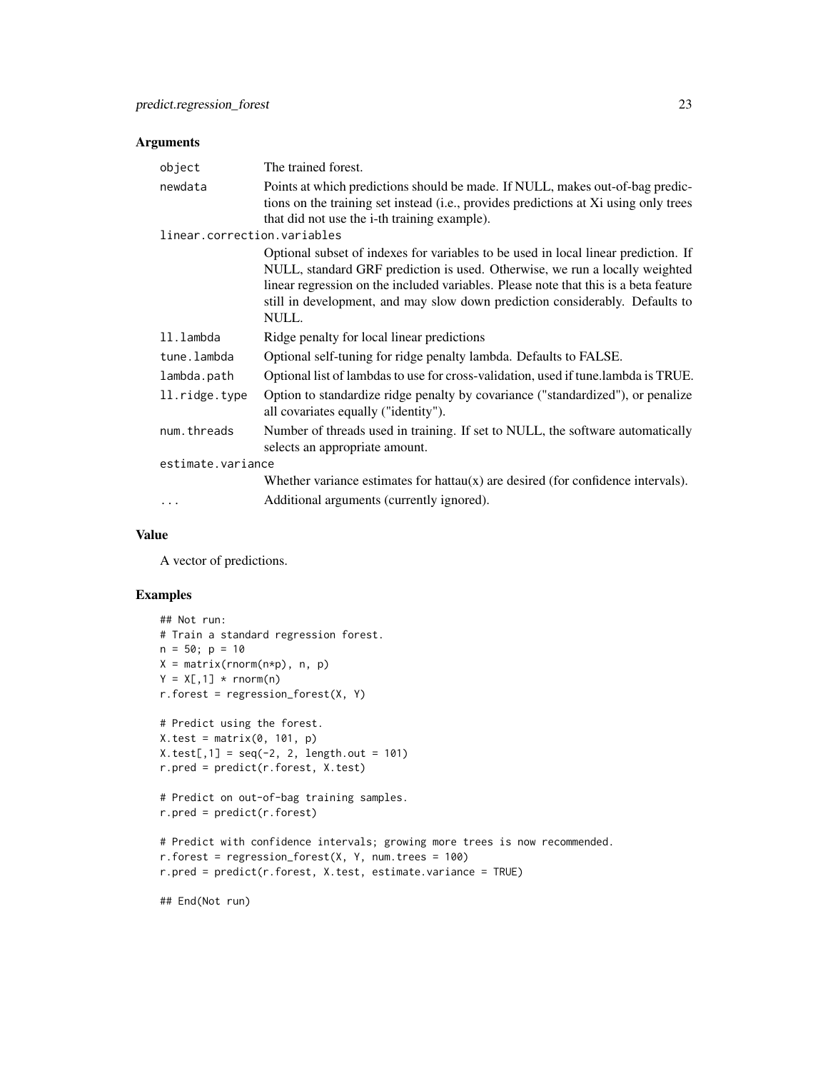### Arguments

| | |
|---|---|
| `object` | The trained forest. |
| `newdata` | Points at which predictions should be made. If NULL, makes out-of-bag predictions on the training set instead (i.e., provides predictions at Xi using only trees that did not use the i-th training example). |
| `linear.correction.variables` | Optional subset of indexes for variables to be used in local linear prediction. If NULL, standard GRF prediction is used. Otherwise, we run a locally weighted linear regression on the included variables. Please note that this is a beta feature still in development, and may slow down prediction considerably. Defaults to NULL. |
| `ll.lambda` | Ridge penalty for local linear predictions |
| `tune.lambda` | Optional self-tuning for ridge penalty lambda. Defaults to FALSE. |
| `lambda.path` | Optional list of lambdas to use for cross-validation, used if tune.lambda is TRUE. |
| `ll.ridge.type` | Option to standardize ridge penalty by covariance ("standardized"), or penalize all covariates equally ("identity"). |
| `num.threads` | Number of threads used in training. If set to NULL, the software automatically selects an appropriate amount. |
| `estimate.variance` | Whether variance estimates for hattau(x) are desired (for confidence intervals). |
| `...` | Additional arguments (currently ignored). |

### Value

A vector of predictions.

### Examples

```
## Not run:
# Train a standard regression forest.
n = 50; p = 10
X = matrix(rnorm(n*p), n, p)
Y = X[,1] * rnorm(n)
r.forest = regression_forest(X, Y)

# Predict using the forest.
X.test = matrix(0, 101, p)
X.test[,1] = seq(-2, 2, length.out = 101)
r.pred = predict(r.forest, X.test)

# Predict on out-of-bag training samples.
r.pred = predict(r.forest)

# Predict with confidence intervals; growing more trees is now recommended.
r.forest = regression_forest(X, Y, num.trees = 100)
r.pred = predict(r.forest, X.test, estimate.variance = TRUE)

## End(Not run)
```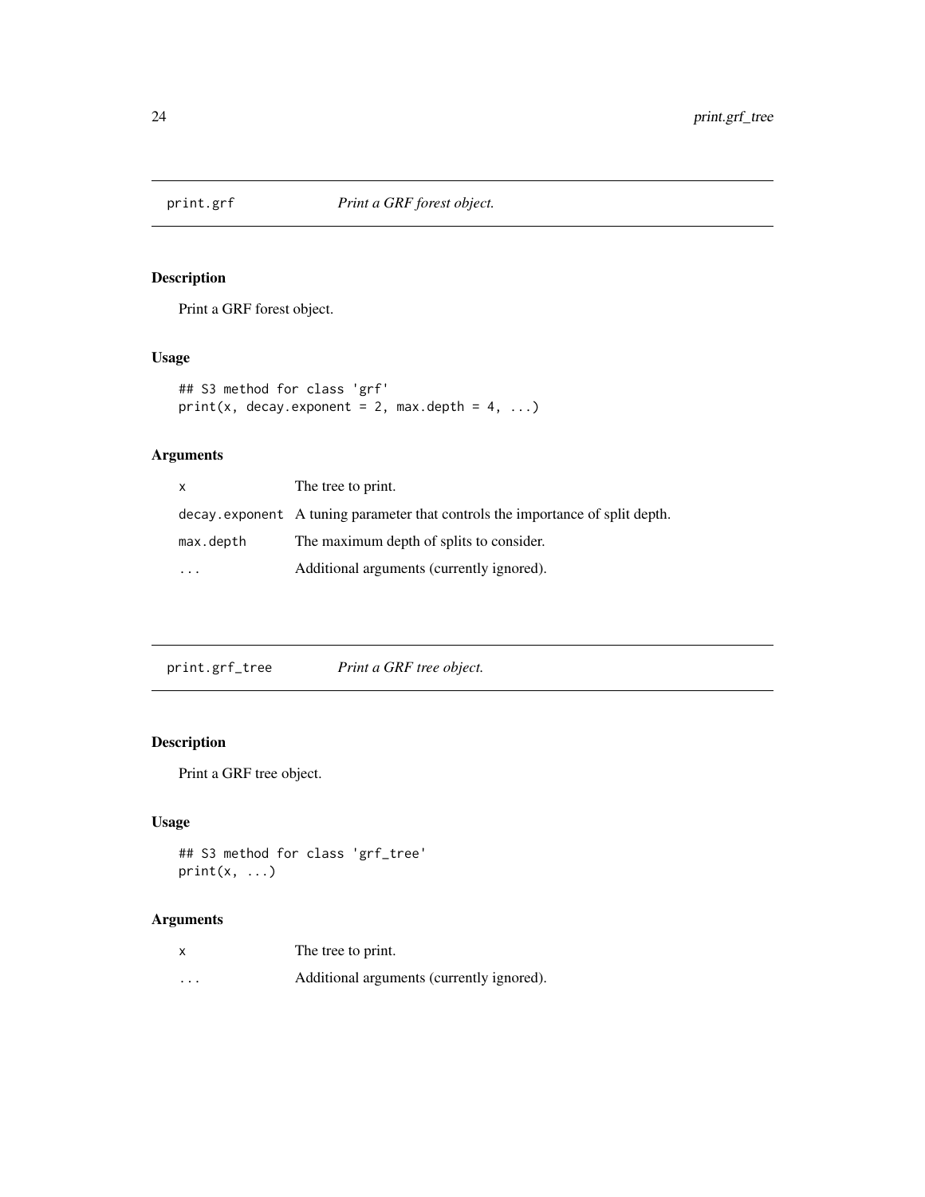## print.grf — *Print a GRF forest object.*

### Description

Print a GRF forest object.

### Usage

```
## S3 method for class 'grf'
print(x, decay.exponent = 2, max.depth = 4, ...)
```

### Arguments

| | |
|---|---|
| x | The tree to print. |
| decay.exponent | A tuning parameter that controls the importance of split depth. |
| max.depth | The maximum depth of splits to consider. |
| ... | Additional arguments (currently ignored). |

## print.grf_tree — *Print a GRF tree object.*

### Description

Print a GRF tree object.

### Usage

```
## S3 method for class 'grf_tree'
print(x, ...)
```

### Arguments

| | |
|---|---|
| x | The tree to print. |
| ... | Additional arguments (currently ignored). |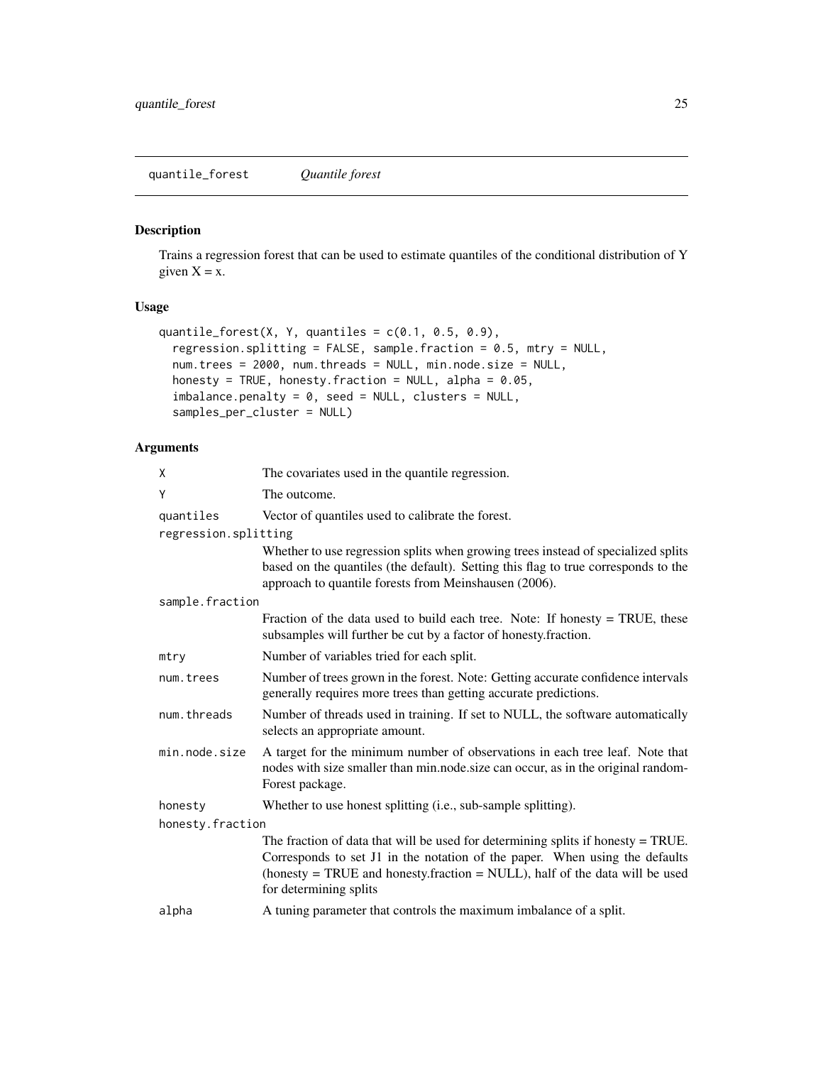## quantile_forest *Quantile forest*

### Description

Trains a regression forest that can be used to estimate quantiles of the conditional distribution of Y given X = x.

### Usage

```
quantile_forest(X, Y, quantiles = c(0.1, 0.5, 0.9),
  regression.splitting = FALSE, sample.fraction = 0.5, mtry = NULL,
  num.trees = 2000, num.threads = NULL, min.node.size = NULL,
  honesty = TRUE, honesty.fraction = NULL, alpha = 0.05,
  imbalance.penalty = 0, seed = NULL, clusters = NULL,
  samples_per_cluster = NULL)
```

### Arguments

| Argument | Description |
| --- | --- |
| `X` | The covariates used in the quantile regression. |
| `Y` | The outcome. |
| `quantiles` | Vector of quantiles used to calibrate the forest. |
| `regression.splitting` | Whether to use regression splits when growing trees instead of specialized splits based on the quantiles (the default). Setting this flag to true corresponds to the approach to quantile forests from Meinshausen (2006). |
| `sample.fraction` | Fraction of the data used to build each tree. Note: If honesty = TRUE, these subsamples will further be cut by a factor of honesty.fraction. |
| `mtry` | Number of variables tried for each split. |
| `num.trees` | Number of trees grown in the forest. Note: Getting accurate confidence intervals generally requires more trees than getting accurate predictions. |
| `num.threads` | Number of threads used in training. If set to NULL, the software automatically selects an appropriate amount. |
| `min.node.size` | A target for the minimum number of observations in each tree leaf. Note that nodes with size smaller than min.node.size can occur, as in the original randomForest package. |
| `honesty` | Whether to use honest splitting (i.e., sub-sample splitting). |
| `honesty.fraction` | The fraction of data that will be used for determining splits if honesty = TRUE. Corresponds to set J1 in the notation of the paper. When using the defaults (honesty = TRUE and honesty.fraction = NULL), half of the data will be used for determining splits |
| `alpha` | A tuning parameter that controls the maximum imbalance of a split. |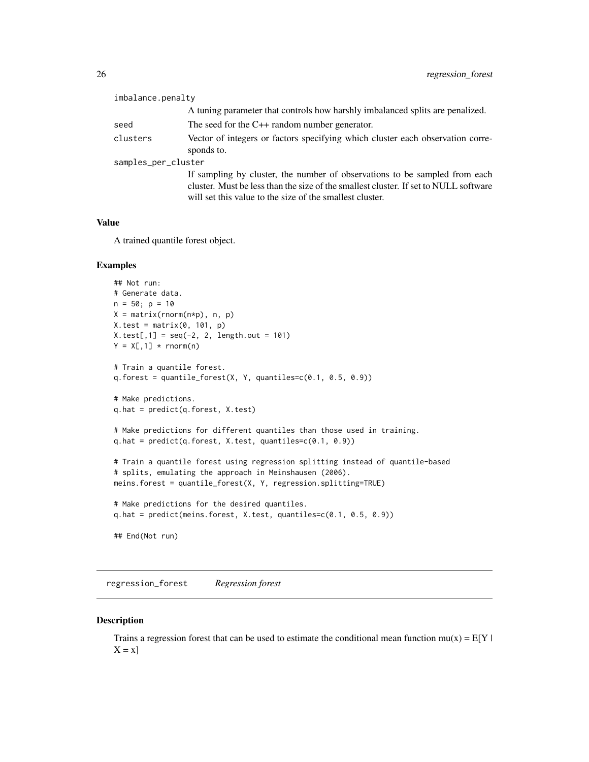imbalance.penalty
: A tuning parameter that controls how harshly imbalanced splits are penalized.

seed
: The seed for the C++ random number generator.

clusters
: Vector of integers or factors specifying which cluster each observation corresponds to.

samples_per_cluster
: If sampling by cluster, the number of observations to be sampled from each cluster. Must be less than the size of the smallest cluster. If set to NULL software will set this value to the size of the smallest cluster.

### Value

A trained quantile forest object.

### Examples

```
## Not run:
# Generate data.
n = 50; p = 10
X = matrix(rnorm(n*p), n, p)
X.test = matrix(0, 101, p)
X.test[,1] = seq(-2, 2, length.out = 101)
Y = X[,1] * rnorm(n)

# Train a quantile forest.
q.forest = quantile_forest(X, Y, quantiles=c(0.1, 0.5, 0.9))

# Make predictions.
q.hat = predict(q.forest, X.test)

# Make predictions for different quantiles than those used in training.
q.hat = predict(q.forest, X.test, quantiles=c(0.1, 0.9))

# Train a quantile forest using regression splitting instead of quantile-based
# splits, emulating the approach in Meinshausen (2006).
meins.forest = quantile_forest(X, Y, regression.splitting=TRUE)

# Make predictions for the desired quantiles.
q.hat = predict(meins.forest, X.test, quantiles=c(0.1, 0.5, 0.9))

## End(Not run)
```

## regression_forest *Regression forest*

### Description

Trains a regression forest that can be used to estimate the conditional mean function mu(x) = E[Y | X = x]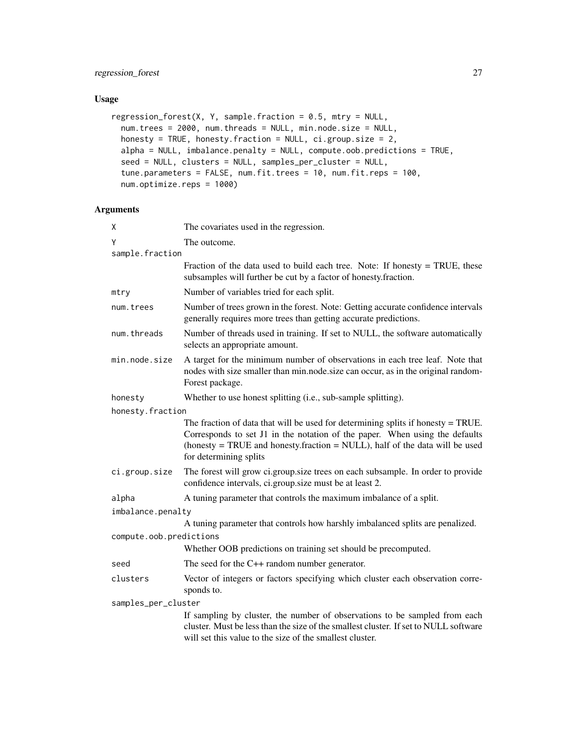## Usage

```
regression_forest(X, Y, sample.fraction = 0.5, mtry = NULL,
  num.trees = 2000, num.threads = NULL, min.node.size = NULL,
  honesty = TRUE, honesty.fraction = NULL, ci.group.size = 2,
  alpha = NULL, imbalance.penalty = NULL, compute.oob.predictions = TRUE,
  seed = NULL, clusters = NULL, samples_per_cluster = NULL,
  tune.parameters = FALSE, num.fit.trees = 10, num.fit.reps = 100,
  num.optimize.reps = 1000)
```

## Arguments

| | |
|---|---|
| `X` | The covariates used in the regression. |
| `Y` | The outcome. |
| `sample.fraction` | Fraction of the data used to build each tree. Note: If honesty = TRUE, these subsamples will further be cut by a factor of honesty.fraction. |
| `mtry` | Number of variables tried for each split. |
| `num.trees` | Number of trees grown in the forest. Note: Getting accurate confidence intervals generally requires more trees than getting accurate predictions. |
| `num.threads` | Number of threads used in training. If set to NULL, the software automatically selects an appropriate amount. |
| `min.node.size` | A target for the minimum number of observations in each tree leaf. Note that nodes with size smaller than min.node.size can occur, as in the original randomForest package. |
| `honesty` | Whether to use honest splitting (i.e., sub-sample splitting). |
| `honesty.fraction` | The fraction of data that will be used for determining splits if honesty = TRUE. Corresponds to set J1 in the notation of the paper. When using the defaults (honesty = TRUE and honesty.fraction = NULL), half of the data will be used for determining splits |
| `ci.group.size` | The forest will grow ci.group.size trees on each subsample. In order to provide confidence intervals, ci.group.size must be at least 2. |
| `alpha` | A tuning parameter that controls the maximum imbalance of a split. |
| `imbalance.penalty` | A tuning parameter that controls how harshly imbalanced splits are penalized. |
| `compute.oob.predictions` | Whether OOB predictions on training set should be precomputed. |
| `seed` | The seed for the C++ random number generator. |
| `clusters` | Vector of integers or factors specifying which cluster each observation corresponds to. |
| `samples_per_cluster` | If sampling by cluster, the number of observations to be sampled from each cluster. Must be less than the size of the smallest cluster. If set to NULL software will set this value to the size of the smallest cluster. |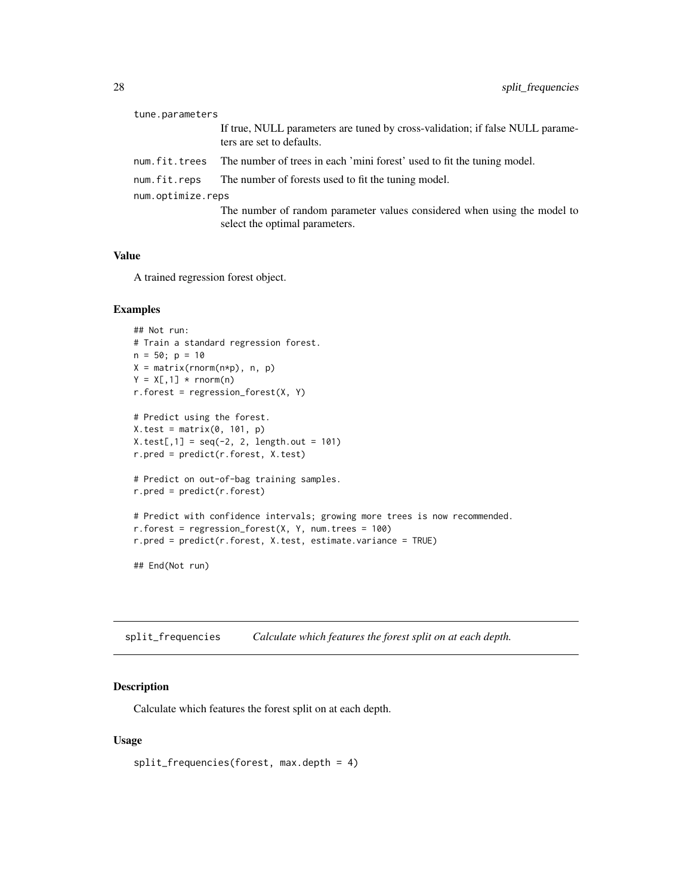tune.parameters
: If true, NULL parameters are tuned by cross-validation; if false NULL parameters are set to defaults.

num.fit.trees
: The number of trees in each 'mini forest' used to fit the tuning model.

num.fit.reps
: The number of forests used to fit the tuning model.

num.optimize.reps
: The number of random parameter values considered when using the model to select the optimal parameters.

### Value

A trained regression forest object.

### Examples

```
## Not run:
# Train a standard regression forest.
n = 50; p = 10
X = matrix(rnorm(n*p), n, p)
Y = X[,1] * rnorm(n)
r.forest = regression_forest(X, Y)

# Predict using the forest.
X.test = matrix(0, 101, p)
X.test[,1] = seq(-2, 2, length.out = 101)
r.pred = predict(r.forest, X.test)

# Predict on out-of-bag training samples.
r.pred = predict(r.forest)

# Predict with confidence intervals; growing more trees is now recommended.
r.forest = regression_forest(X, Y, num.trees = 100)
r.pred = predict(r.forest, X.test, estimate.variance = TRUE)

## End(Not run)
```

---

## split_frequencies *Calculate which features the forest split on at each depth.*

---

### Description

Calculate which features the forest split on at each depth.

### Usage

```
split_frequencies(forest, max.depth = 4)
```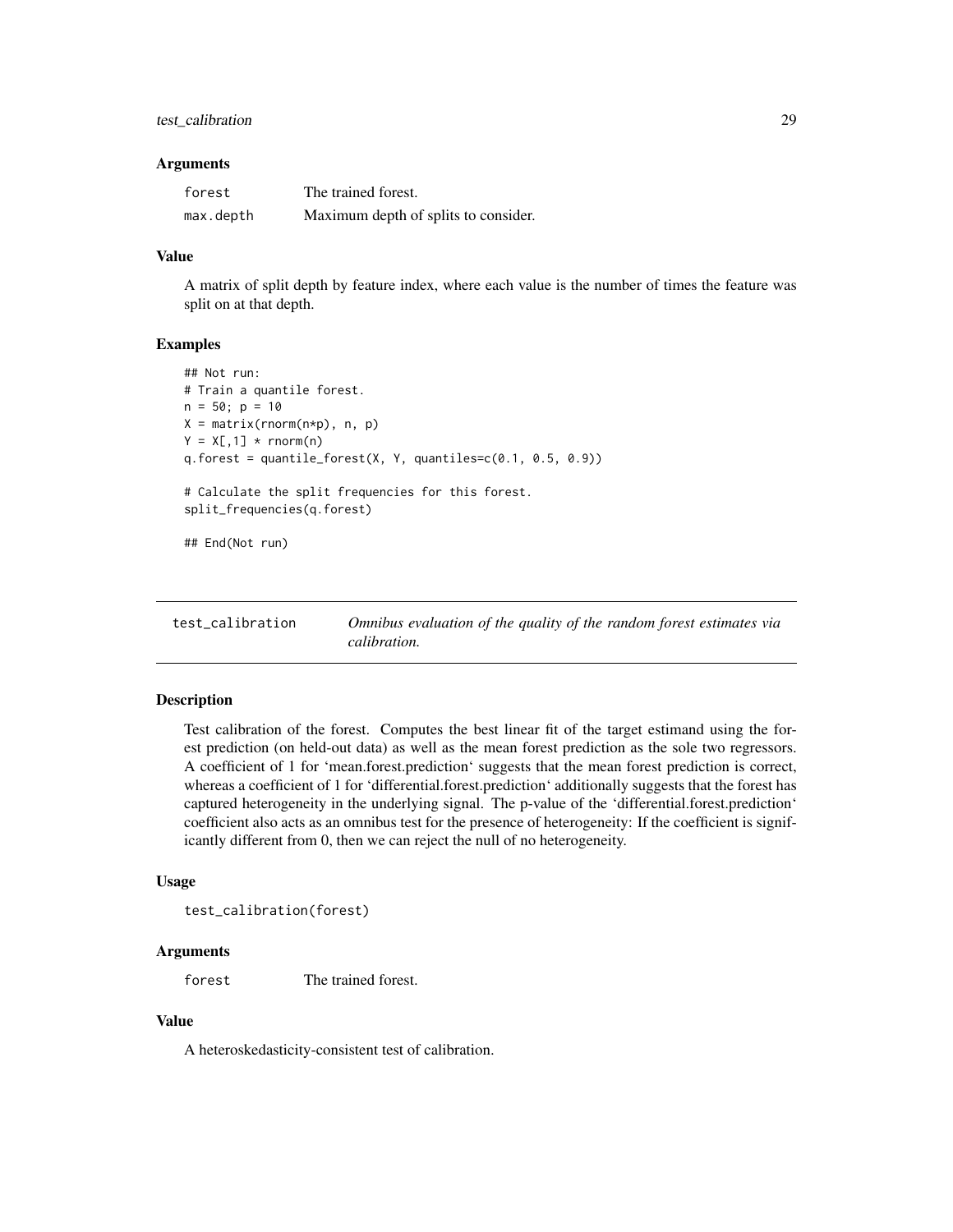### Arguments

| | |
|---|---|
| `forest` | The trained forest. |
| `max.depth` | Maximum depth of splits to consider. |

### Value

A matrix of split depth by feature index, where each value is the number of times the feature was split on at that depth.

### Examples

```
## Not run:
# Train a quantile forest.
n = 50; p = 10
X = matrix(rnorm(n*p), n, p)
Y = X[,1] * rnorm(n)
q.forest = quantile_forest(X, Y, quantiles=c(0.1, 0.5, 0.9))

# Calculate the split frequencies for this forest.
split_frequencies(q.forest)

## End(Not run)
```

---

## `test_calibration` — *Omnibus evaluation of the quality of the random forest estimates via calibration.*

---

### Description

Test calibration of the forest. Computes the best linear fit of the target estimand using the forest prediction (on held-out data) as well as the mean forest prediction as the sole two regressors. A coefficient of 1 for 'mean.forest.prediction' suggests that the mean forest prediction is correct, whereas a coefficient of 1 for 'differential.forest.prediction' additionally suggests that the forest has captured heterogeneity in the underlying signal. The p-value of the 'differential.forest.prediction' coefficient also acts as an omnibus test for the presence of heterogeneity: If the coefficient is significantly different from 0, then we can reject the null of no heterogeneity.

### Usage

```
test_calibration(forest)
```

### Arguments

| | |
|---|---|
| `forest` | The trained forest. |

### Value

A heteroskedasticity-consistent test of calibration.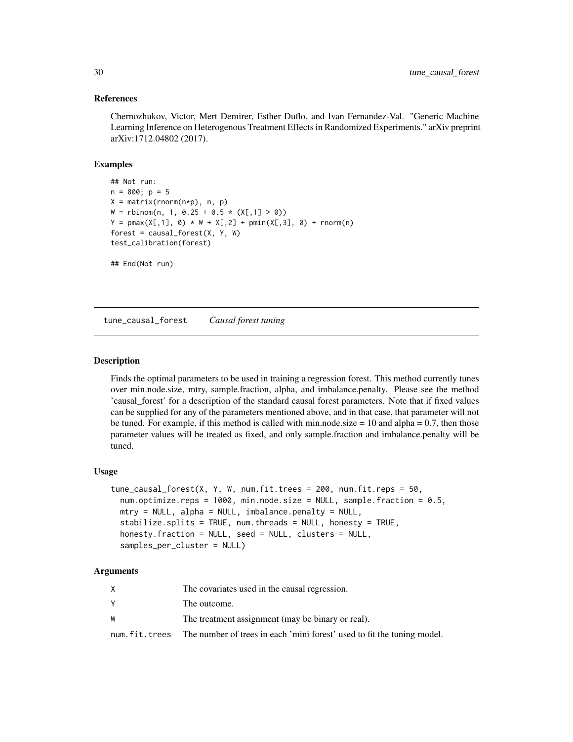### References

Chernozhukov, Victor, Mert Demirer, Esther Duflo, and Ivan Fernandez-Val. "Generic Machine Learning Inference on Heterogenous Treatment Effects in Randomized Experiments." arXiv preprint arXiv:1712.04802 (2017).

### Examples

```
## Not run:
n = 800; p = 5
X = matrix(rnorm(n*p), n, p)
W = rbinom(n, 1, 0.25 + 0.5 * (X[,1] > 0))
Y = pmax(X[,1], 0) * W + X[,2] + pmin(X[,3], 0) + rnorm(n)
forest = causal_forest(X, Y, W)
test_calibration(forest)

## End(Not run)
```

---

## tune_causal_forest *Causal forest tuning*

### Description

Finds the optimal parameters to be used in training a regression forest. This method currently tunes over min.node.size, mtry, sample.fraction, alpha, and imbalance.penalty. Please see the method 'causal_forest' for a description of the standard causal forest parameters. Note that if fixed values can be supplied for any of the parameters mentioned above, and in that case, that parameter will not be tuned. For example, if this method is called with min.node.size = 10 and alpha = 0.7, then those parameter values will be treated as fixed, and only sample.fraction and imbalance.penalty will be tuned.

### Usage

```
tune_causal_forest(X, Y, W, num.fit.trees = 200, num.fit.reps = 50,
  num.optimize.reps = 1000, min.node.size = NULL, sample.fraction = 0.5,
  mtry = NULL, alpha = NULL, imbalance.penalty = NULL,
  stabilize.splits = TRUE, num.threads = NULL, honesty = TRUE,
  honesty.fraction = NULL, seed = NULL, clusters = NULL,
  samples_per_cluster = NULL)
```

### Arguments

| | |
|---|---|
| X | The covariates used in the causal regression. |
| Y | The outcome. |
| W | The treatment assignment (may be binary or real). |
| num.fit.trees | The number of trees in each 'mini forest' used to fit the tuning model. |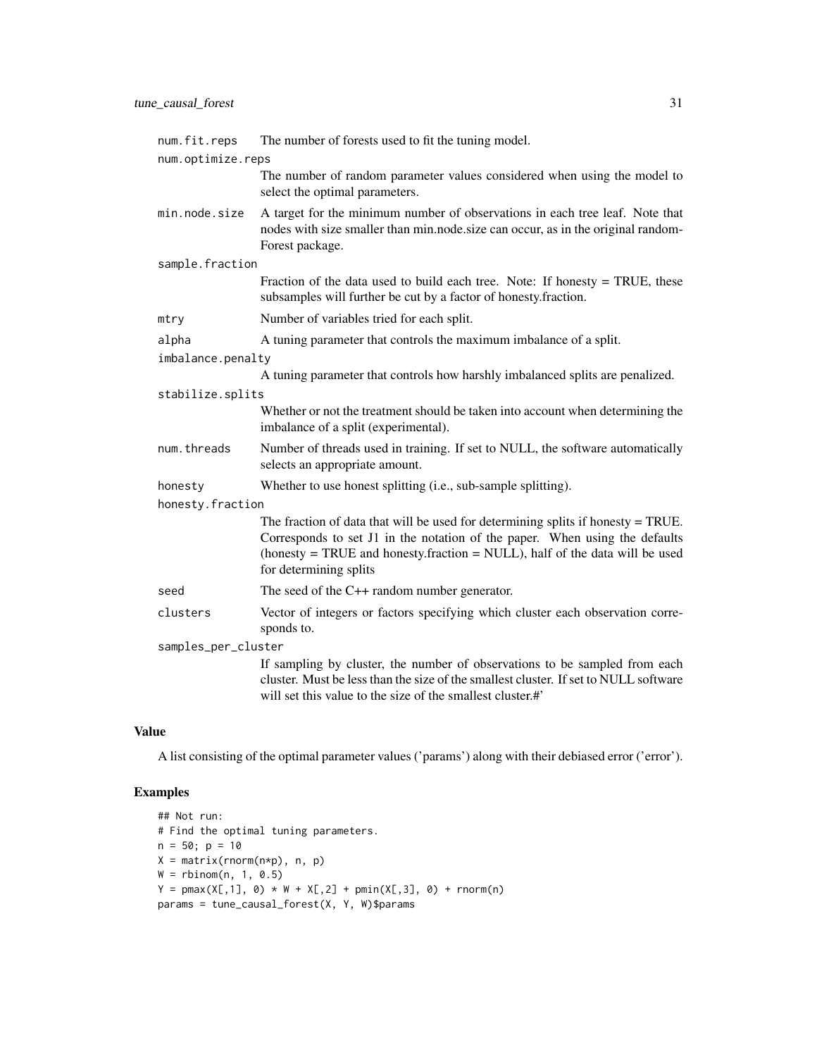num.fit.reps
: The number of forests used to fit the tuning model.

num.optimize.reps
: The number of random parameter values considered when using the model to select the optimal parameters.

min.node.size
: A target for the minimum number of observations in each tree leaf. Note that nodes with size smaller than min.node.size can occur, as in the original randomForest package.

sample.fraction
: Fraction of the data used to build each tree. Note: If honesty = TRUE, these subsamples will further be cut by a factor of honesty.fraction.

mtry
: Number of variables tried for each split.

alpha
: A tuning parameter that controls the maximum imbalance of a split.

imbalance.penalty
: A tuning parameter that controls how harshly imbalanced splits are penalized.

stabilize.splits
: Whether or not the treatment should be taken into account when determining the imbalance of a split (experimental).

num.threads
: Number of threads used in training. If set to NULL, the software automatically selects an appropriate amount.

honesty
: Whether to use honest splitting (i.e., sub-sample splitting).

honesty.fraction
: The fraction of data that will be used for determining splits if honesty = TRUE. Corresponds to set J1 in the notation of the paper. When using the defaults (honesty = TRUE and honesty.fraction = NULL), half of the data will be used for determining splits

seed
: The seed of the C++ random number generator.

clusters
: Vector of integers or factors specifying which cluster each observation corresponds to.

samples_per_cluster
: If sampling by cluster, the number of observations to be sampled from each cluster. Must be less than the size of the smallest cluster. If set to NULL software will set this value to the size of the smallest cluster.#'

## Value

A list consisting of the optimal parameter values ('params') along with their debiased error ('error').

## Examples

```
## Not run:
# Find the optimal tuning parameters.
n = 50; p = 10
X = matrix(rnorm(n*p), n, p)
W = rbinom(n, 1, 0.5)
Y = pmax(X[,1], 0) * W + X[,2] + pmin(X[,3], 0) + rnorm(n)
params = tune_causal_forest(X, Y, W)$params
```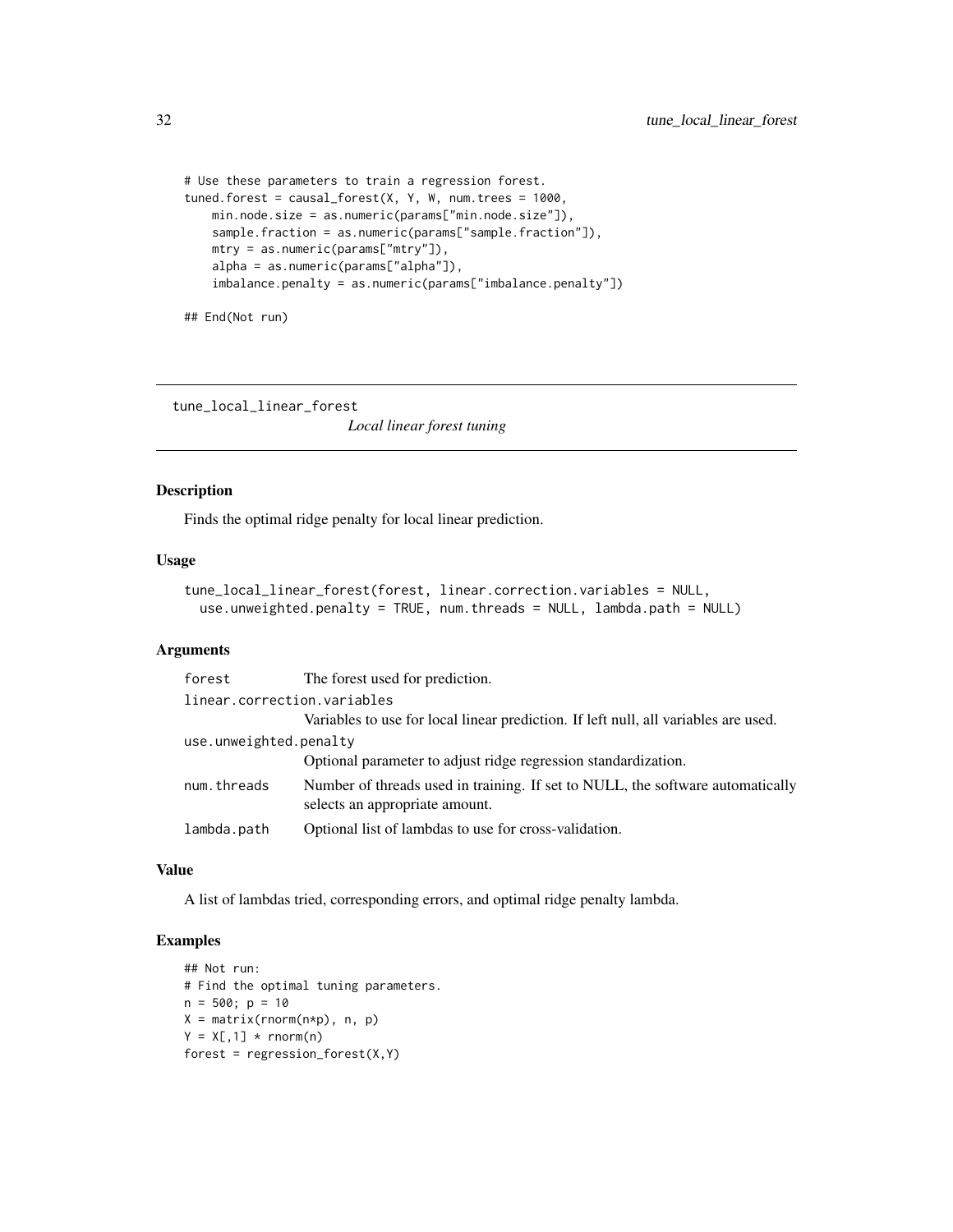```
# Use these parameters to train a regression forest.
tuned.forest = causal_forest(X, Y, W, num.trees = 1000,
    min.node.size = as.numeric(params["min.node.size"]),
    sample.fraction = as.numeric(params["sample.fraction"]),
    mtry = as.numeric(params["mtry"]),
    alpha = as.numeric(params["alpha"]),
    imbalance.penalty = as.numeric(params["imbalance.penalty"])

## End(Not run)
```

## tune_local_linear_forest *Local linear forest tuning*

### Description

Finds the optimal ridge penalty for local linear prediction.

### Usage

```
tune_local_linear_forest(forest, linear.correction.variables = NULL,
  use.unweighted.penalty = TRUE, num.threads = NULL, lambda.path = NULL)
```

### Arguments

| | |
|---|---|
| forest | The forest used for prediction. |
| linear.correction.variables | Variables to use for local linear prediction. If left null, all variables are used. |
| use.unweighted.penalty | Optional parameter to adjust ridge regression standardization. |
| num.threads | Number of threads used in training. If set to NULL, the software automatically selects an appropriate amount. |
| lambda.path | Optional list of lambdas to use for cross-validation. |

### Value

A list of lambdas tried, corresponding errors, and optimal ridge penalty lambda.

### Examples

```
## Not run:
# Find the optimal tuning parameters.
n = 500; p = 10
X = matrix(rnorm(n*p), n, p)
Y = X[,1] * rnorm(n)
forest = regression_forest(X,Y)
```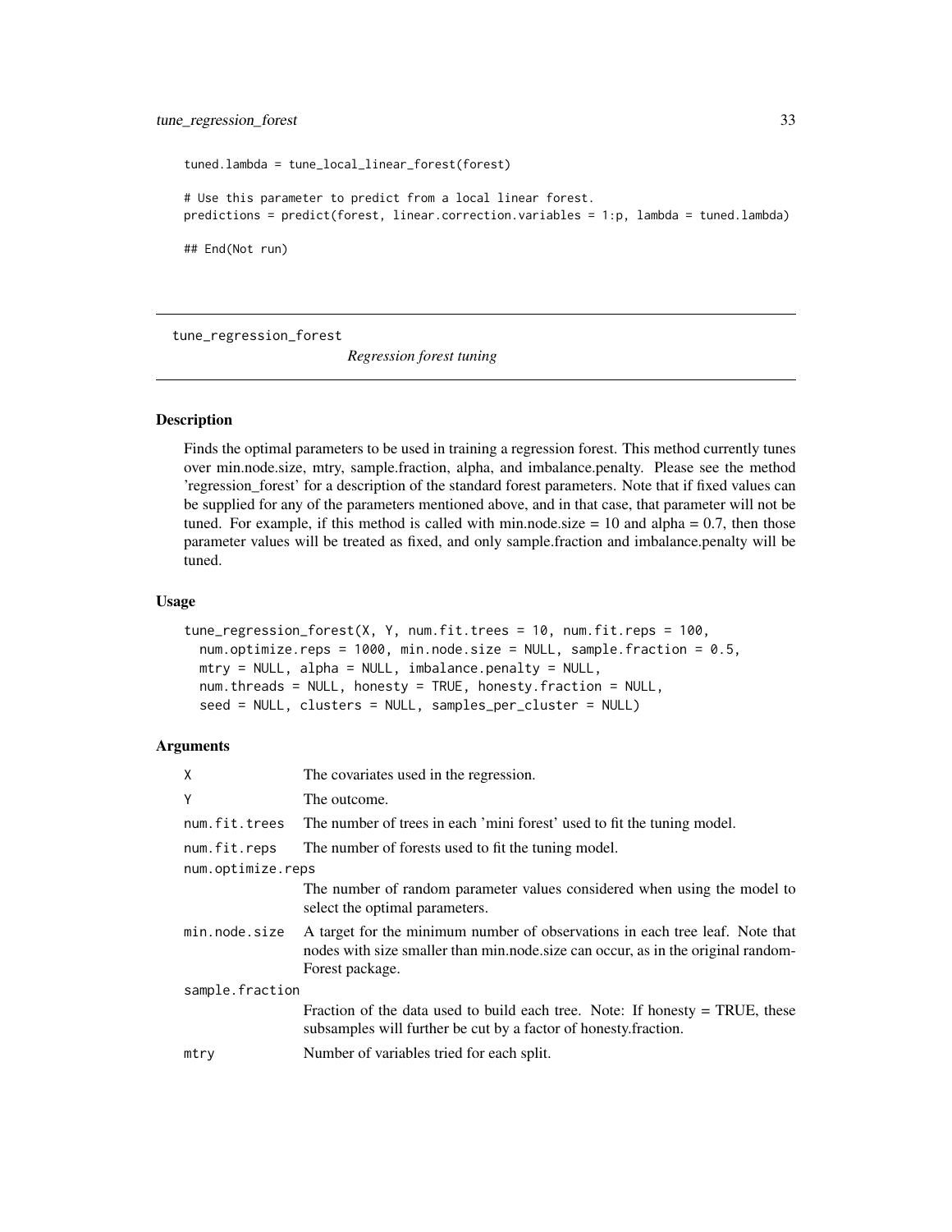```
tuned.lambda = tune_local_linear_forest(forest)

# Use this parameter to predict from a local linear forest.
predictions = predict(forest, linear.correction.variables = 1:p, lambda = tuned.lambda)

## End(Not run)
```

---

## tune_regression_forest — *Regression forest tuning*

### Description

Finds the optimal parameters to be used in training a regression forest. This method currently tunes over min.node.size, mtry, sample.fraction, alpha, and imbalance.penalty. Please see the method 'regression_forest' for a description of the standard forest parameters. Note that if fixed values can be supplied for any of the parameters mentioned above, and in that case, that parameter will not be tuned. For example, if this method is called with min.node.size = 10 and alpha = 0.7, then those parameter values will be treated as fixed, and only sample.fraction and imbalance.penalty will be tuned.

### Usage

```
tune_regression_forest(X, Y, num.fit.trees = 10, num.fit.reps = 100,
  num.optimize.reps = 1000, min.node.size = NULL, sample.fraction = 0.5,
  mtry = NULL, alpha = NULL, imbalance.penalty = NULL,
  num.threads = NULL, honesty = TRUE, honesty.fraction = NULL,
  seed = NULL, clusters = NULL, samples_per_cluster = NULL)
```

### Arguments

| Argument | Description |
|---|---|
| `X` | The covariates used in the regression. |
| `Y` | The outcome. |
| `num.fit.trees` | The number of trees in each 'mini forest' used to fit the tuning model. |
| `num.fit.reps` | The number of forests used to fit the tuning model. |
| `num.optimize.reps` | The number of random parameter values considered when using the model to select the optimal parameters. |
| `min.node.size` | A target for the minimum number of observations in each tree leaf. Note that nodes with size smaller than min.node.size can occur, as in the original randomForest package. |
| `sample.fraction` | Fraction of the data used to build each tree. Note: If honesty = TRUE, these subsamples will further be cut by a factor of honesty.fraction. |
| `mtry` | Number of variables tried for each split. |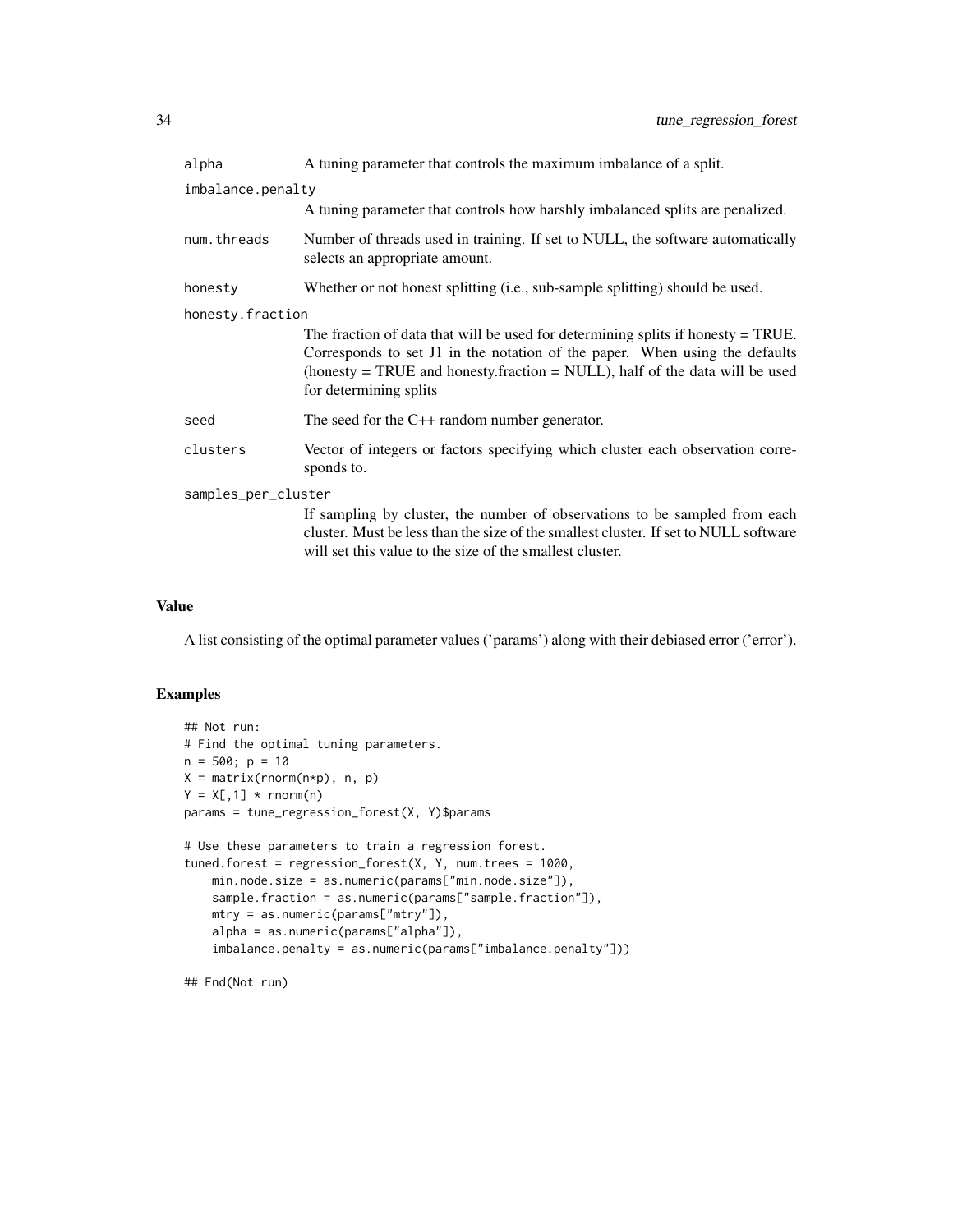| | |
|---|---|
| alpha | A tuning parameter that controls the maximum imbalance of a split. |
| imbalance.penalty | A tuning parameter that controls how harshly imbalanced splits are penalized. |
| num.threads | Number of threads used in training. If set to NULL, the software automatically selects an appropriate amount. |
| honesty | Whether or not honest splitting (i.e., sub-sample splitting) should be used. |
| honesty.fraction | The fraction of data that will be used for determining splits if honesty = TRUE. Corresponds to set J1 in the notation of the paper. When using the defaults (honesty = TRUE and honesty.fraction = NULL), half of the data will be used for determining splits |
| seed | The seed for the C++ random number generator. |
| clusters | Vector of integers or factors specifying which cluster each observation corresponds to. |
| samples_per_cluster | If sampling by cluster, the number of observations to be sampled from each cluster. Must be less than the size of the smallest cluster. If set to NULL software will set this value to the size of the smallest cluster. |

## Value

A list consisting of the optimal parameter values ('params') along with their debiased error ('error').

## Examples

```
## Not run:
# Find the optimal tuning parameters.
n = 500; p = 10
X = matrix(rnorm(n*p), n, p)
Y = X[,1] * rnorm(n)
params = tune_regression_forest(X, Y)$params

# Use these parameters to train a regression forest.
tuned.forest = regression_forest(X, Y, num.trees = 1000,
    min.node.size = as.numeric(params["min.node.size"]),
    sample.fraction = as.numeric(params["sample.fraction"]),
    mtry = as.numeric(params["mtry"]),
    alpha = as.numeric(params["alpha"]),
    imbalance.penalty = as.numeric(params["imbalance.penalty"]))

## End(Not run)
```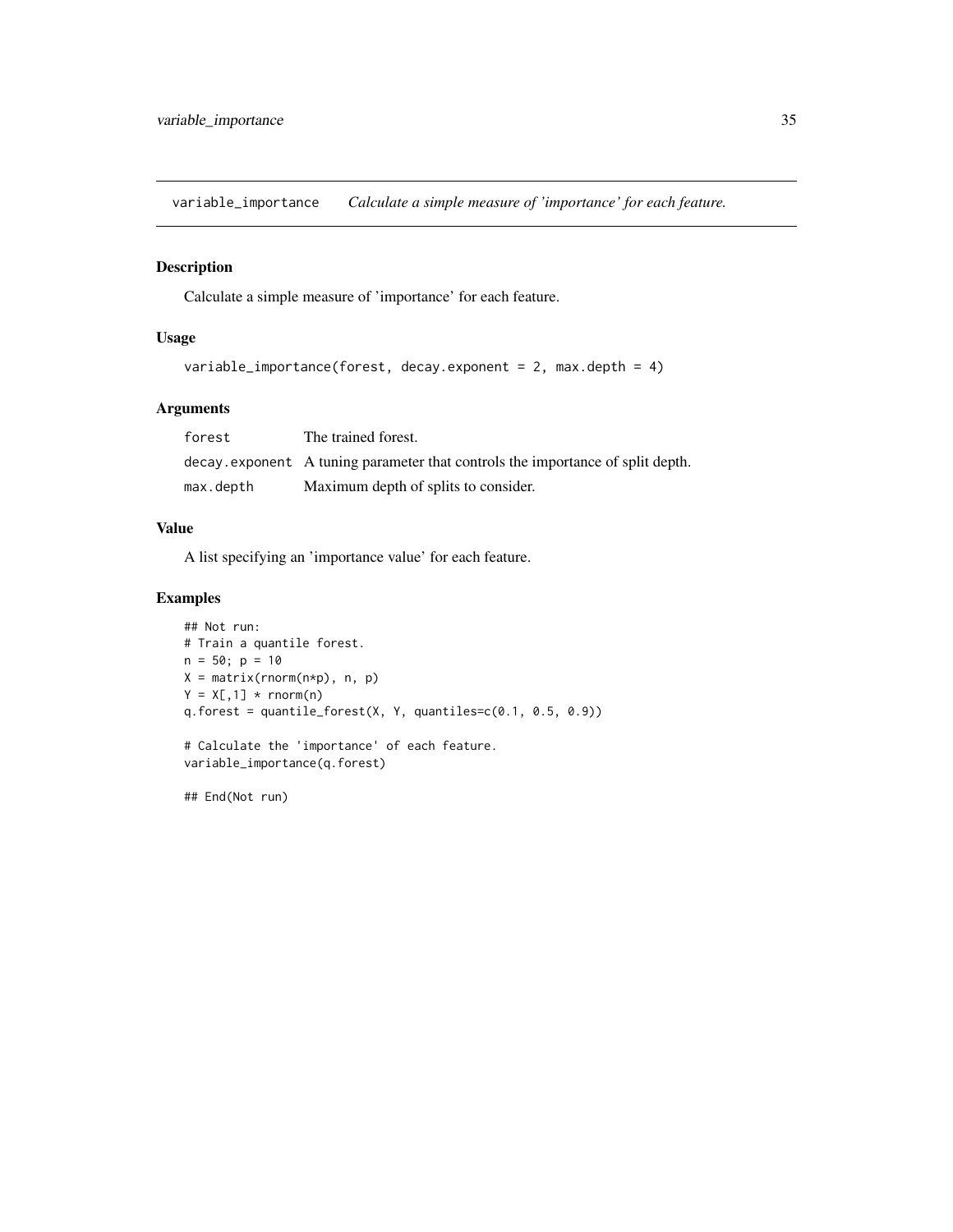## variable_importance *Calculate a simple measure of 'importance' for each feature.*

### Description

Calculate a simple measure of 'importance' for each feature.

### Usage

```
variable_importance(forest, decay.exponent = 2, max.depth = 4)
```

### Arguments

| | |
|---|---|
| `forest` | The trained forest. |
| `decay.exponent` | A tuning parameter that controls the importance of split depth. |
| `max.depth` | Maximum depth of splits to consider. |

### Value

A list specifying an 'importance value' for each feature.

### Examples

```
## Not run:
# Train a quantile forest.
n = 50; p = 10
X = matrix(rnorm(n*p), n, p)
Y = X[,1] * rnorm(n)
q.forest = quantile_forest(X, Y, quantiles=c(0.1, 0.5, 0.9))

# Calculate the 'importance' of each feature.
variable_importance(q.forest)

## End(Not run)
```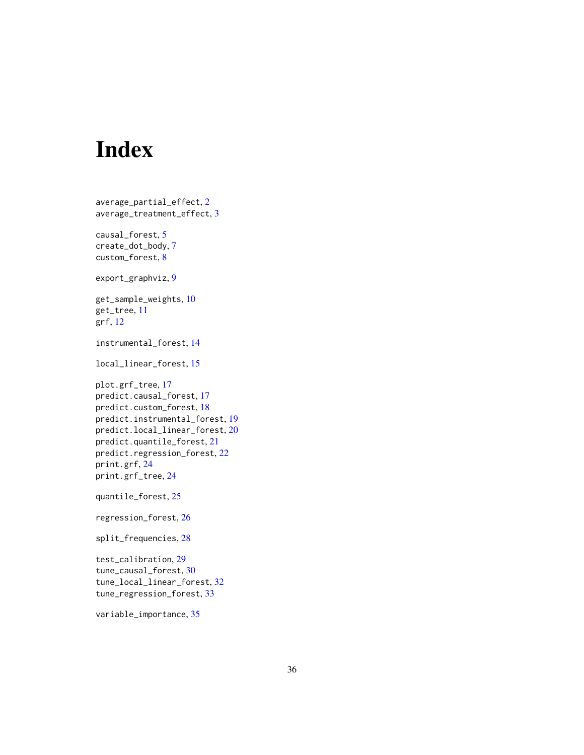# Index

average_partial_effect, 2
average_treatment_effect, 3

causal_forest, 5
create_dot_body, 7
custom_forest, 8

export_graphviz, 9

get_sample_weights, 10
get_tree, 11
grf, 12

instrumental_forest, 14

local_linear_forest, 15

plot.grf_tree, 17
predict.causal_forest, 17
predict.custom_forest, 18
predict.instrumental_forest, 19
predict.local_linear_forest, 20
predict.quantile_forest, 21
predict.regression_forest, 22
print.grf, 24
print.grf_tree, 24

quantile_forest, 25

regression_forest, 26

split_frequencies, 28

test_calibration, 29
tune_causal_forest, 30
tune_local_linear_forest, 32
tune_regression_forest, 33

variable_importance, 35